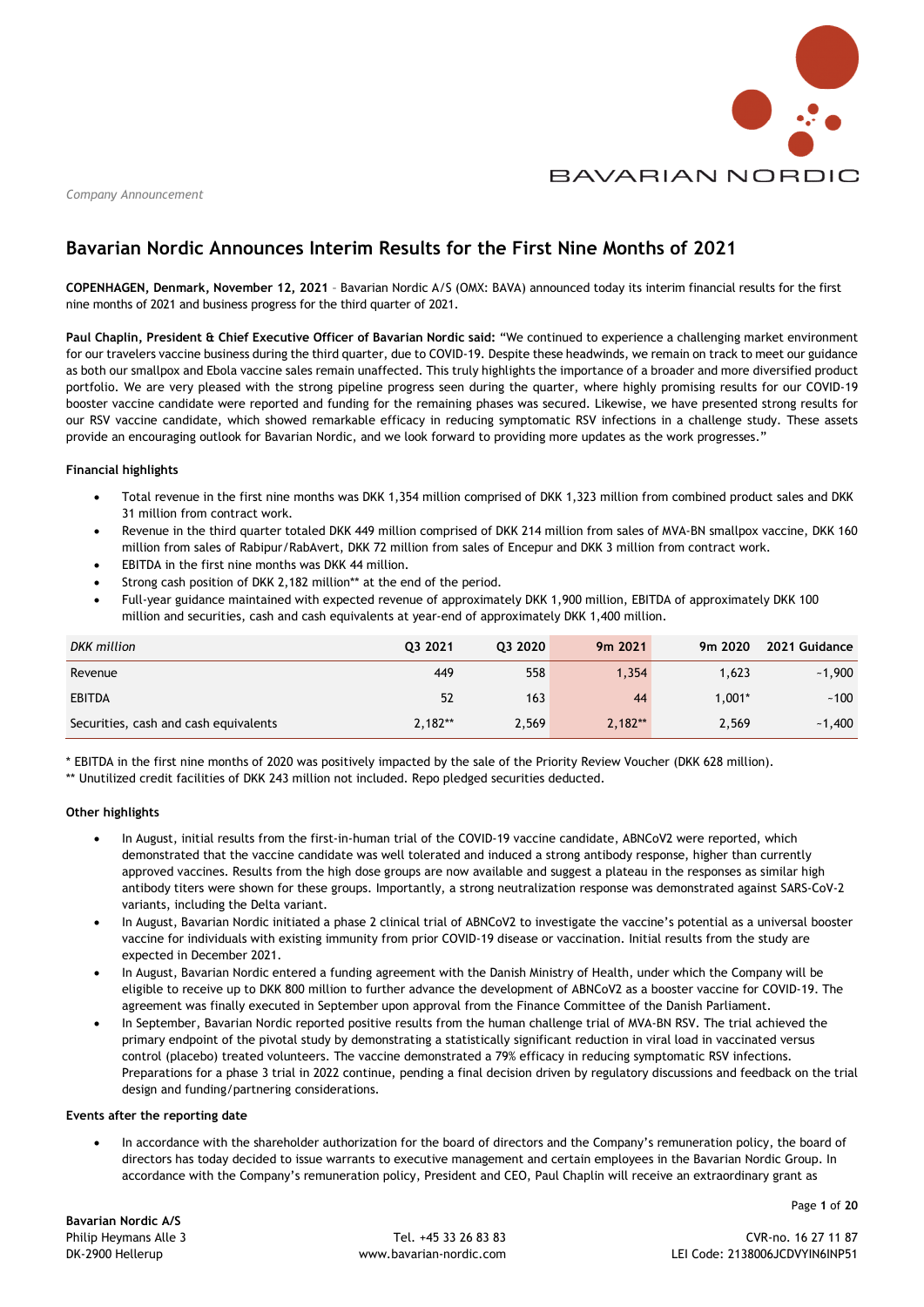*Company Announcement*

# Bavarian Nordic Announces Interim Results for the First Nine Months of 2021

**COPENHAGEN, Denmark, November 12, 2021** – Bavarian Nordic A/S (OMX: BAVA) announced today its interim financial results for the first nine months of 2021 and business progress for the third quarter of 2021.

**Paul Chaplin, President & Chief Executive Officer of Bavarian Nordic said:** "We continued to experience a challenging market environment for our travelers vaccine business during the third quarter, due to COVID-19. Despite these headwinds, we remain on track to meet our guidance as both our smallpox and Ebola vaccine sales remain unaffected. This truly highlights the importance of a broader and more diversified product portfolio. We are very pleased with the strong pipeline progress seen during the quarter, where highly promising results for our COVID-19 booster vaccine candidate were reported and funding for the remaining phases was secured. Likewise, we have presented strong results for our RSV vaccine candidate, which showed remarkable efficacy in reducing symptomatic RSV infections in a challenge study. These assets provide an encouraging outlook for Bavarian Nordic, and we look forward to providing more updates as the work progresses."

### Financial highlights

- Total revenue in the first nine months was DKK 1,354 million comprised of DKK 1,323 million from combined product sales and DKK 31 million from contract work.
- Revenue in the third quarter totaled DKK 449 million comprised of DKK 214 million from sales of MVA-BN smallpox vaccine, DKK 160 million from sales of Rabipur/RabAvert, DKK 72 million from sales of Encepur and DKK 3 million from contract work.
- EBITDA in the first nine months was DKK 44 million.
- Strong cash position of DKK 2,182 million** at the end of the period.
- Full-year guidance maintained with expected revenue of approximately DKK 1,900 million, EBITDA of approximately DKK 100 million and securities, cash and cash equivalents at year-end of approximately DKK 1,400 million.

| *DKK million* | Q3 2021 | Q3 2020 | 9m 2021 | 9m 2020 | 2021 Guidance |
|---|---|---|---|---|---|
| Revenue | 449 | 558 | 1,354 | 1,623 | ~1,900 |
| EBITDA | 52 | 163 | 44 | 1,001* | ~100 |
| Securities, cash and cash equivalents | 2,182** | 2,569 | 2,182** | 2,569 | ~1,400 |

* EBITDA in the first nine months of 2020 was positively impacted by the sale of the Priority Review Voucher (DKK 628 million).
** Unutilized credit facilities of DKK 243 million not included. Repo pledged securities deducted.

### Other highlights

- In August, initial results from the first-in-human trial of the COVID-19 vaccine candidate, ABNCoV2 were reported, which demonstrated that the vaccine candidate was well tolerated and induced a strong antibody response, higher than currently approved vaccines. Results from the high dose groups are now available and suggest a plateau in the responses as similar high antibody titers were shown for these groups. Importantly, a strong neutralization response was demonstrated against SARS-CoV-2 variants, including the Delta variant.
- In August, Bavarian Nordic initiated a phase 2 clinical trial of ABNCoV2 to investigate the vaccine's potential as a universal booster vaccine for individuals with existing immunity from prior COVID-19 disease or vaccination. Initial results from the study are expected in December 2021.
- In August, Bavarian Nordic entered a funding agreement with the Danish Ministry of Health, under which the Company will be eligible to receive up to DKK 800 million to further advance the development of ABNCoV2 as a booster vaccine for COVID-19. The agreement was finally executed in September upon approval from the Finance Committee of the Danish Parliament.
- In September, Bavarian Nordic reported positive results from the human challenge trial of MVA-BN RSV. The trial achieved the primary endpoint of the pivotal study by demonstrating a statistically significant reduction in viral load in vaccinated versus control (placebo) treated volunteers. The vaccine demonstrated a 79% efficacy in reducing symptomatic RSV infections. Preparations for a phase 3 trial in 2022 continue, pending a final decision driven by regulatory discussions and feedback on the trial design and funding/partnering considerations.

### Events after the reporting date

- In accordance with the shareholder authorization for the board of directors and the Company's remuneration policy, the board of directors has today decided to issue warrants to executive management and certain employees in the Bavarian Nordic Group. In accordance with the Company's remuneration policy, President and CEO, Paul Chaplin will receive an extraordinary grant as

**Bavarian Nordic A/S**
Philip Heymans Alle 3
DK-2900 Hellerup

Tel. +45 33 26 83 83
www.bavarian-nordic.com

CVR-no. 16 27 11 87
LEI Code: 2138006JCDVYIN6INP51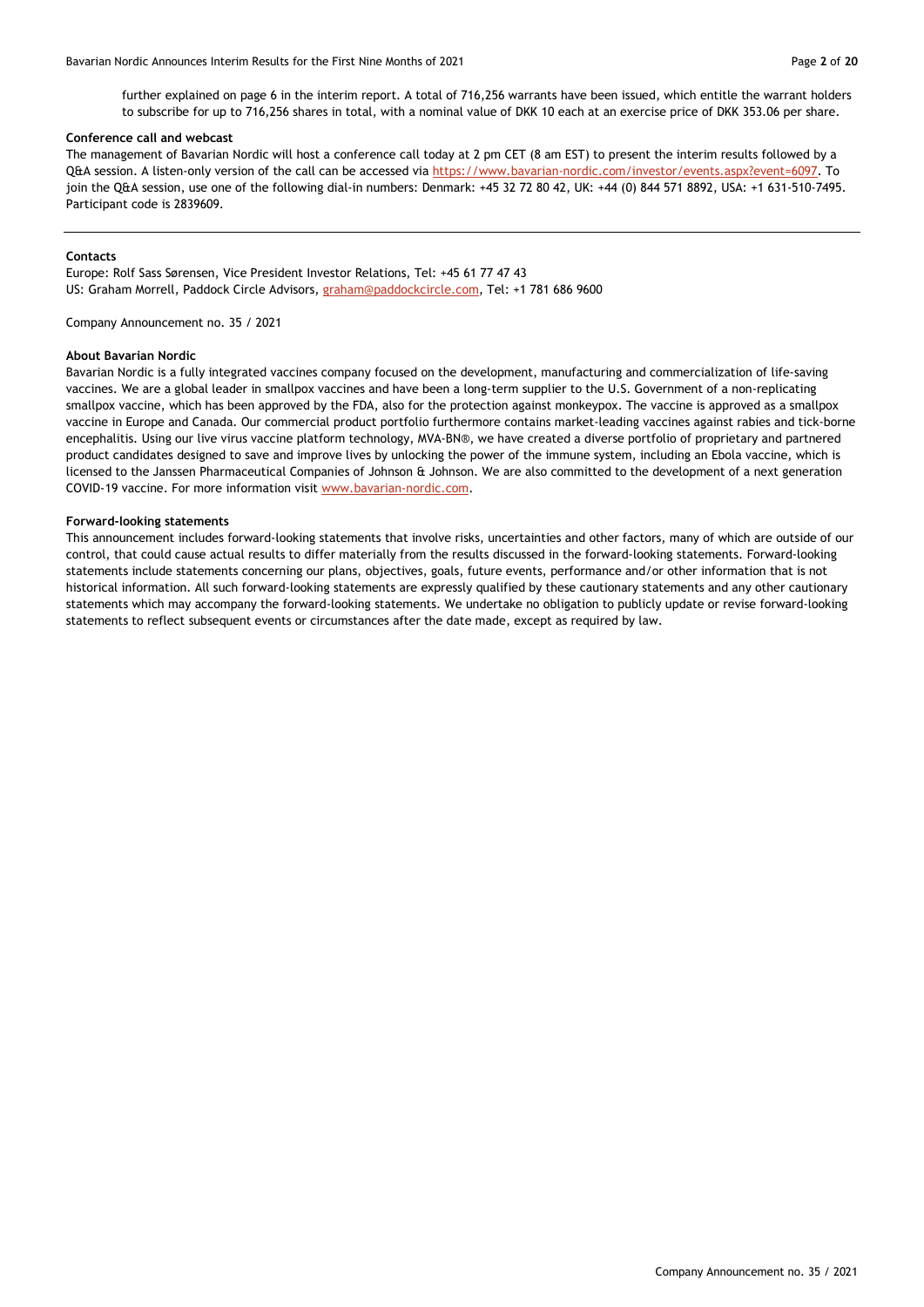further explained on page 6 in the interim report. A total of 716,256 warrants have been issued, which entitle the warrant holders to subscribe for up to 716,256 shares in total, with a nominal value of DKK 10 each at an exercise price of DKK 353.06 per share.

**Conference call and webcast**

The management of Bavarian Nordic will host a conference call today at 2 pm CET (8 am EST) to present the interim results followed by a Q&A session. A listen-only version of the call can be accessed via https://www.bavarian-nordic.com/investor/events.aspx?event=6097. To join the Q&A session, use one of the following dial-in numbers: Denmark: +45 32 72 80 42, UK: +44 (0) 844 571 8892, USA: +1 631-510-7495. Participant code is 2839609.

---

**Contacts**

Europe: Rolf Sass Sørensen, Vice President Investor Relations, Tel: +45 61 77 47 43
US: Graham Morrell, Paddock Circle Advisors, graham@paddockcircle.com, Tel: +1 781 686 9600

Company Announcement no. 35 / 2021

**About Bavarian Nordic**

Bavarian Nordic is a fully integrated vaccines company focused on the development, manufacturing and commercialization of life-saving vaccines. We are a global leader in smallpox vaccines and have been a long-term supplier to the U.S. Government of a non-replicating smallpox vaccine, which has been approved by the FDA, also for the protection against monkeypox. The vaccine is approved as a smallpox vaccine in Europe and Canada. Our commercial product portfolio furthermore contains market-leading vaccines against rabies and tick-borne encephalitis. Using our live virus vaccine platform technology, MVA-BN®, we have created a diverse portfolio of proprietary and partnered product candidates designed to save and improve lives by unlocking the power of the immune system, including an Ebola vaccine, which is licensed to the Janssen Pharmaceutical Companies of Johnson & Johnson. We are also committed to the development of a next generation COVID-19 vaccine. For more information visit www.bavarian-nordic.com.

**Forward-looking statements**

This announcement includes forward-looking statements that involve risks, uncertainties and other factors, many of which are outside of our control, that could cause actual results to differ materially from the results discussed in the forward-looking statements. Forward-looking statements include statements concerning our plans, objectives, goals, future events, performance and/or other information that is not historical information. All such forward-looking statements are expressly qualified by these cautionary statements and any other cautionary statements which may accompany the forward-looking statements. We undertake no obligation to publicly update or revise forward-looking statements to reflect subsequent events or circumstances after the date made, except as required by law.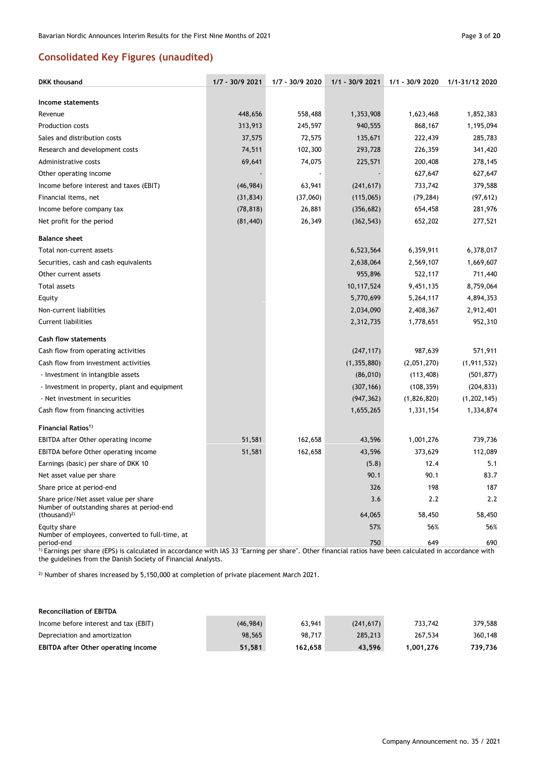## Consolidated Key Figures (unaudited)

| DKK thousand | 1/7 - 30/9 2021 | 1/7 - 30/9 2020 | 1/1 - 30/9 2021 | 1/1 - 30/9 2020 | 1/1-31/12 2020 |
|---|---|---|---|---|---|
| **Income statements** | | | | | |
| Revenue | 448,656 | 558,488 | 1,353,908 | 1,623,468 | 1,852,383 |
| Production costs | 313,913 | 245,597 | 940,555 | 868,167 | 1,195,094 |
| Sales and distribution costs | 37,575 | 72,575 | 135,671 | 222,439 | 285,783 |
| Research and development costs | 74,511 | 102,300 | 293,728 | 226,359 | 341,420 |
| Administrative costs | 69,641 | 74,075 | 225,571 | 200,408 | 278,145 |
| Other operating income | - | - | - | 627,647 | 627,647 |
| Income before interest and taxes (EBIT) | (46,984) | 63,941 | (241,617) | 733,742 | 379,588 |
| Financial items, net | (31,834) | (37,060) | (115,065) | (79,284) | (97,612) |
| Income before company tax | (78,818) | 26,881 | (356,682) | 654,458 | 281,976 |
| Net profit for the period | (81,440) | 26,349 | (362,543) | 652,202 | 277,521 |
| **Balance sheet** | | | | | |
| Total non-current assets | | | 6,523,564 | 6,359,911 | 6,378,017 |
| Securities, cash and cash equivalents | | | 2,638,064 | 2,569,107 | 1,669,607 |
| Other current assets | | | 955,896 | 522,117 | 711,440 |
| Total assets | | | 10,117,524 | 9,451,135 | 8,759,064 |
| Equity | | | 5,770,699 | 5,264,117 | 4,894,353 |
| Non-current liabilities | | | 2,034,090 | 2,408,367 | 2,912,401 |
| Current liabilities | | | 2,312,735 | 1,778,651 | 952,310 |
| **Cash flow statements** | | | | | |
| Cash flow from operating activities | | | (247,117) | 987,639 | 571,911 |
| Cash flow from investment activities | | | (1,355,880) | (2,051,270) | (1,911,532) |
| - Investment in intangible assets | | | (86,010) | (113,408) | (501,877) |
| - Investment in property, plant and equipment | | | (307,166) | (108,359) | (204,833) |
| - Net investment in securities | | | (947,362) | (1,826,820) | (1,202,145) |
| Cash flow from financing activities | | | 1,655,265 | 1,331,154 | 1,334,874 |
| **Financial Ratios**[1] | | | | | |
| EBITDA after Other operating income | 51,581 | 162,658 | 43,596 | 1,001,276 | 739,736 |
| EBITDA before Other operating income | 51,581 | 162,658 | 43,596 | 373,629 | 112,089 |
| Earnings (basic) per share of DKK 10 | | | (5.8) | 12.4 | 5.1 |
| Net asset value per share | | | 90.1 | 90.1 | 83.7 |
| Share price at period-end | | | 326 | 198 | 187 |
| Share price/Net asset value per share | | | 3.6 | 2.2 | 2.2 |
| Number of outstanding shares at period-end (thousand)[2] | | | 64,065 | 58,450 | 58,450 |
| Equity share | | | 57% | 56% | 56% |
| Number of employees, converted to full-time, at period-end | | | 750 | 649 | 690 |

[1] Earnings per share (EPS) is calculated in accordance with IAS 33 "Earning per share". Other financial ratios have been calculated in accordance with the guidelines from the Danish Society of Financial Analysts.

[2] Number of shares increased by 5,150,000 at completion of private placement March 2021.

| Reconciliation of EBITDA | 1/7 - 30/9 2021 | 1/7 - 30/9 2020 | 1/1 - 30/9 2021 | 1/1 - 30/9 2020 | 1/1-31/12 2020 |
|---|---|---|---|---|---|
| Income before interest and tax (EBIT) | (46,984) | 63,941 | (241,617) | 733,742 | 379,588 |
| Depreciation and amortization | 98,565 | 98,717 | 285,213 | 267,534 | 360,148 |
| **EBITDA after Other operating income** | **51,581** | **162,658** | **43,596** | **1,001,276** | **739,736** |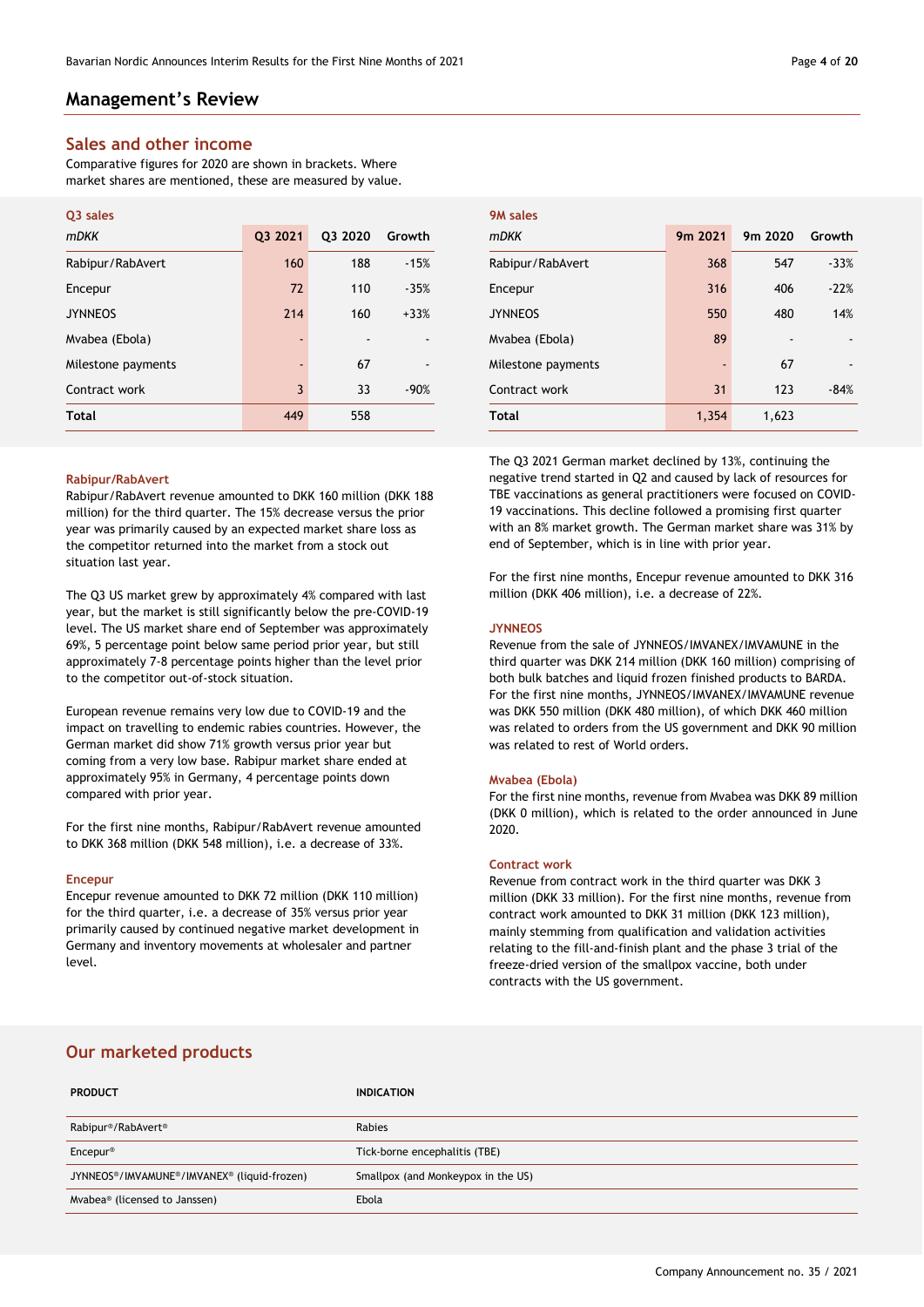## Management's Review

### Sales and other income

Comparative figures for 2020 are shown in brackets. Where market shares are mentioned, these are measured by value.

**Q3 sales**

| *mDKK* | Q3 2021 | Q3 2020 | Growth |
|---|---|---|---|
| Rabipur/RabAvert | 160 | 188 | -15% |
| Encepur | 72 | 110 | -35% |
| JYNNEOS | 214 | 160 | +33% |
| Mvabea (Ebola) | - | - | - |
| Milestone payments | - | 67 | - |
| Contract work | 3 | 33 | -90% |
| **Total** | 449 | 558 | |

**9M sales**

| *mDKK* | 9m 2021 | 9m 2020 | Growth |
|---|---|---|---|
| Rabipur/RabAvert | 368 | 547 | -33% |
| Encepur | 316 | 406 | -22% |
| JYNNEOS | 550 | 480 | 14% |
| Mvabea (Ebola) | 89 | - | - |
| Milestone payments | - | 67 | - |
| Contract work | 31 | 123 | -84% |
| **Total** | 1,354 | 1,623 | |

#### Rabipur/RabAvert

Rabipur/RabAvert revenue amounted to DKK 160 million (DKK 188 million) for the third quarter. The 15% decrease versus the prior year was primarily caused by an expected market share loss as the competitor returned into the market from a stock out situation last year.

The Q3 US market grew by approximately 4% compared with last year, but the market is still significantly below the pre-COVID-19 level. The US market share end of September was approximately 69%, 5 percentage point below same period prior year, but still approximately 7-8 percentage points higher than the level prior to the competitor out-of-stock situation.

European revenue remains very low due to COVID-19 and the impact on travelling to endemic rabies countries. However, the German market did show 71% growth versus prior year but coming from a very low base. Rabipur market share ended at approximately 95% in Germany, 4 percentage points down compared with prior year.

For the first nine months, Rabipur/RabAvert revenue amounted to DKK 368 million (DKK 548 million), i.e. a decrease of 33%.

#### Encepur

Encepur revenue amounted to DKK 72 million (DKK 110 million) for the third quarter, i.e. a decrease of 35% versus prior year primarily caused by continued negative market development in Germany and inventory movements at wholesaler and partner level.

The Q3 2021 German market declined by 13%, continuing the negative trend started in Q2 and caused by lack of resources for TBE vaccinations as general practitioners were focused on COVID-19 vaccinations. This decline followed a promising first quarter with an 8% market growth. The German market share was 31% by end of September, which is in line with prior year.

For the first nine months, Encepur revenue amounted to DKK 316 million (DKK 406 million), i.e. a decrease of 22%.

#### JYNNEOS

Revenue from the sale of JYNNEOS/IMVANEX/IMVAMUNE in the third quarter was DKK 214 million (DKK 160 million) comprising of both bulk batches and liquid frozen finished products to BARDA. For the first nine months, JYNNEOS/IMVANEX/IMVAMUNE revenue was DKK 550 million (DKK 480 million), of which DKK 460 million was related to orders from the US government and DKK 90 million was related to rest of World orders.

#### Mvabea (Ebola)

For the first nine months, revenue from Mvabea was DKK 89 million (DKK 0 million), which is related to the order announced in June 2020.

#### Contract work

Revenue from contract work in the third quarter was DKK 3 million (DKK 33 million). For the first nine months, revenue from contract work amounted to DKK 31 million (DKK 123 million), mainly stemming from qualification and validation activities relating to the fill-and-finish plant and the phase 3 trial of the freeze-dried version of the smallpox vaccine, both under contracts with the US government.

### Our marketed products

| PRODUCT | INDICATION |
|---|---|
| Rabipur®/RabAvert® | Rabies |
| Encepur® | Tick-borne encephalitis (TBE) |
| JYNNEOS®/IMVAMUNE®/IMVANEX® (liquid-frozen) | Smallpox (and Monkeypox in the US) |
| Mvabea® (licensed to Janssen) | Ebola |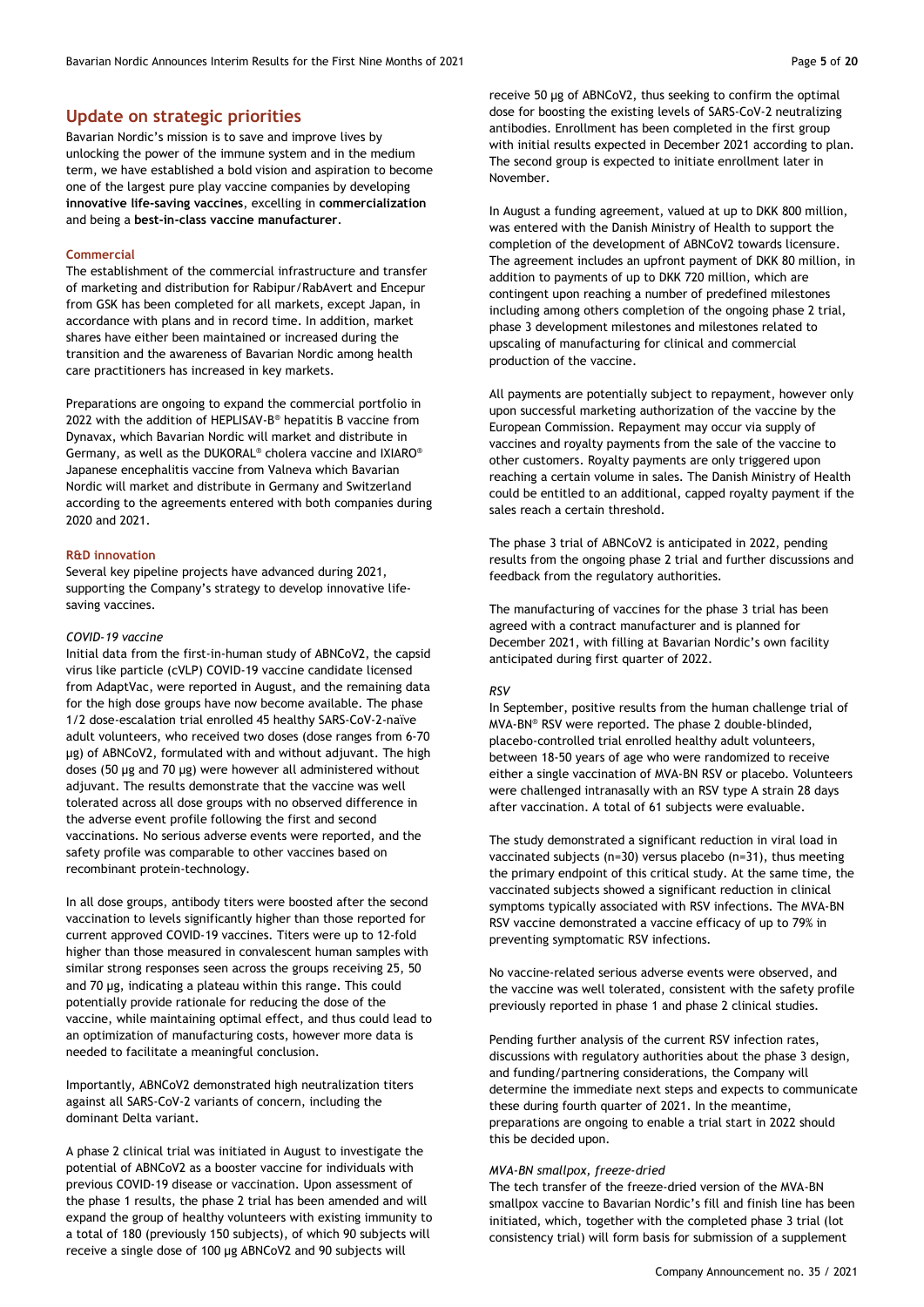## Update on strategic priorities

Bavarian Nordic's mission is to save and improve lives by unlocking the power of the immune system and in the medium term, we have established a bold vision and aspiration to become one of the largest pure play vaccine companies by developing **innovative life-saving vaccines**, excelling in **commercialization** and being a **best-in-class vaccine manufacturer**.

### Commercial

The establishment of the commercial infrastructure and transfer of marketing and distribution for Rabipur/RabAvert and Encepur from GSK has been completed for all markets, except Japan, in accordance with plans and in record time. In addition, market shares have either been maintained or increased during the transition and the awareness of Bavarian Nordic among health care practitioners has increased in key markets.

Preparations are ongoing to expand the commercial portfolio in 2022 with the addition of HEPLISAV-B® hepatitis B vaccine from Dynavax, which Bavarian Nordic will market and distribute in Germany, as well as the DUKORAL® cholera vaccine and IXIARO® Japanese encephalitis vaccine from Valneva which Bavarian Nordic will market and distribute in Germany and Switzerland according to the agreements entered with both companies during 2020 and 2021.

### R&D innovation

Several key pipeline projects have advanced during 2021, supporting the Company's strategy to develop innovative life-saving vaccines.

*COVID-19 vaccine*

Initial data from the first-in-human study of ABNCoV2, the capsid virus like particle (cVLP) COVID-19 vaccine candidate licensed from AdaptVac, were reported in August, and the remaining data for the high dose groups have now become available. The phase 1/2 dose-escalation trial enrolled 45 healthy SARS-CoV-2-naïve adult volunteers, who received two doses (dose ranges from 6-70 µg) of ABNCoV2, formulated with and without adjuvant. The high doses (50 µg and 70 µg) were however all administered without adjuvant. The results demonstrate that the vaccine was well tolerated across all dose groups with no observed difference in the adverse event profile following the first and second vaccinations. No serious adverse events were reported, and the safety profile was comparable to other vaccines based on recombinant protein-technology.

In all dose groups, antibody titers were boosted after the second vaccination to levels significantly higher than those reported for current approved COVID-19 vaccines. Titers were up to 12-fold higher than those measured in convalescent human samples with similar strong responses seen across the groups receiving 25, 50 and 70 µg, indicating a plateau within this range. This could potentially provide rationale for reducing the dose of the vaccine, while maintaining optimal effect, and thus could lead to an optimization of manufacturing costs, however more data is needed to facilitate a meaningful conclusion.

Importantly, ABNCoV2 demonstrated high neutralization titers against all SARS-CoV-2 variants of concern, including the dominant Delta variant.

A phase 2 clinical trial was initiated in August to investigate the potential of ABNCoV2 as a booster vaccine for individuals with previous COVID-19 disease or vaccination. Upon assessment of the phase 1 results, the phase 2 trial has been amended and will expand the group of healthy volunteers with existing immunity to a total of 180 (previously 150 subjects), of which 90 subjects will receive a single dose of 100 µg ABNCoV2 and 90 subjects will receive 50 µg of ABNCoV2, thus seeking to confirm the optimal dose for boosting the existing levels of SARS-CoV-2 neutralizing antibodies. Enrollment has been completed in the first group with initial results expected in December 2021 according to plan. The second group is expected to initiate enrollment later in November.

In August a funding agreement, valued at up to DKK 800 million, was entered with the Danish Ministry of Health to support the completion of the development of ABNCoV2 towards licensure. The agreement includes an upfront payment of DKK 80 million, in addition to payments of up to DKK 720 million, which are contingent upon reaching a number of predefined milestones including among others completion of the ongoing phase 2 trial, phase 3 development milestones and milestones related to upscaling of manufacturing for clinical and commercial production of the vaccine.

All payments are potentially subject to repayment, however only upon successful marketing authorization of the vaccine by the European Commission. Repayment may occur via supply of vaccines and royalty payments from the sale of the vaccine to other customers. Royalty payments are only triggered upon reaching a certain volume in sales. The Danish Ministry of Health could be entitled to an additional, capped royalty payment if the sales reach a certain threshold.

The phase 3 trial of ABNCoV2 is anticipated in 2022, pending results from the ongoing phase 2 trial and further discussions and feedback from the regulatory authorities.

The manufacturing of vaccines for the phase 3 trial has been agreed with a contract manufacturer and is planned for December 2021, with filling at Bavarian Nordic's own facility anticipated during first quarter of 2022.

*RSV*

In September, positive results from the human challenge trial of MVA-BN® RSV were reported. The phase 2 double-blinded, placebo-controlled trial enrolled healthy adult volunteers, between 18-50 years of age who were randomized to receive either a single vaccination of MVA-BN RSV or placebo. Volunteers were challenged intranasally with an RSV type A strain 28 days after vaccination. A total of 61 subjects were evaluable.

The study demonstrated a significant reduction in viral load in vaccinated subjects (n=30) versus placebo (n=31), thus meeting the primary endpoint of this critical study. At the same time, the vaccinated subjects showed a significant reduction in clinical symptoms typically associated with RSV infections. The MVA-BN RSV vaccine demonstrated a vaccine efficacy of up to 79% in preventing symptomatic RSV infections.

No vaccine-related serious adverse events were observed, and the vaccine was well tolerated, consistent with the safety profile previously reported in phase 1 and phase 2 clinical studies.

Pending further analysis of the current RSV infection rates, discussions with regulatory authorities about the phase 3 design, and funding/partnering considerations, the Company will determine the immediate next steps and expects to communicate these during fourth quarter of 2021. In the meantime, preparations are ongoing to enable a trial start in 2022 should this be decided upon.

*MVA-BN smallpox, freeze-dried*

The tech transfer of the freeze-dried version of the MVA-BN smallpox vaccine to Bavarian Nordic's fill and finish line has been initiated, which, together with the completed phase 3 trial (lot consistency trial) will form basis for submission of a supplement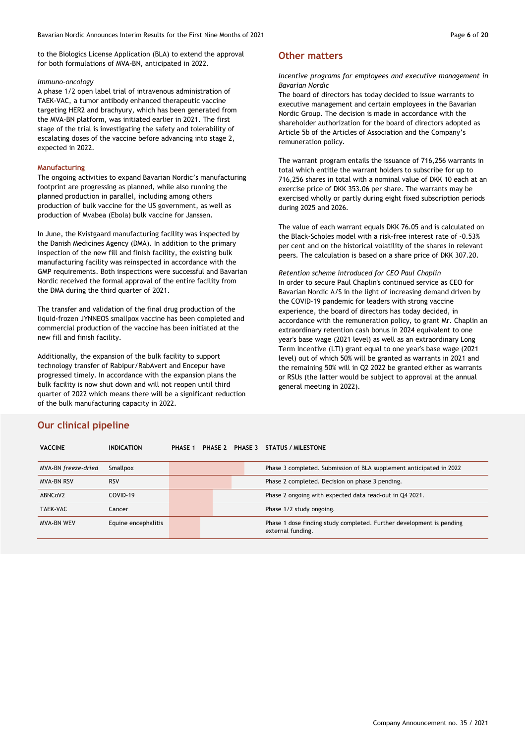to the Biologics License Application (BLA) to extend the approval for both formulations of MVA-BN, anticipated in 2022.

*Immuno-oncology*
A phase 1/2 open label trial of intravenous administration of TAEK-VAC, a tumor antibody enhanced therapeutic vaccine targeting HER2 and brachyury, which has been generated from the MVA-BN platform, was initiated earlier in 2021. The first stage of the trial is investigating the safety and tolerability of escalating doses of the vaccine before advancing into stage 2, expected in 2022.

### Manufacturing

The ongoing activities to expand Bavarian Nordic's manufacturing footprint are progressing as planned, while also running the planned production in parallel, including among others production of bulk vaccine for the US government, as well as production of Mvabea (Ebola) bulk vaccine for Janssen.

In June, the Kvistgaard manufacturing facility was inspected by the Danish Medicines Agency (DMA). In addition to the primary inspection of the new fill and finish facility, the existing bulk manufacturing facility was reinspected in accordance with the GMP requirements. Both inspections were successful and Bavarian Nordic received the formal approval of the entire facility from the DMA during the third quarter of 2021.

The transfer and validation of the final drug production of the liquid-frozen JYNNEOS smallpox vaccine has been completed and commercial production of the vaccine has been initiated at the new fill and finish facility.

Additionally, the expansion of the bulk facility to support technology transfer of Rabipur/RabAvert and Encepur have progressed timely. In accordance with the expansion plans the bulk facility is now shut down and will not reopen until third quarter of 2022 which means there will be a significant reduction of the bulk manufacturing capacity in 2022.

## Other matters

*Incentive programs for employees and executive management in Bavarian Nordic*
The board of directors has today decided to issue warrants to executive management and certain employees in the Bavarian Nordic Group. The decision is made in accordance with the shareholder authorization for the board of directors adopted as Article 5b of the Articles of Association and the Company's remuneration policy.

The warrant program entails the issuance of 716,256 warrants in total which entitle the warrant holders to subscribe for up to 716,256 shares in total with a nominal value of DKK 10 each at an exercise price of DKK 353.06 per share. The warrants may be exercised wholly or partly during eight fixed subscription periods during 2025 and 2026.

The value of each warrant equals DKK 76.05 and is calculated on the Black-Scholes model with a risk-free interest rate of -0.53% per cent and on the historical volatility of the shares in relevant peers. The calculation is based on a share price of DKK 307.20.

*Retention scheme introduced for CEO Paul Chaplin*
In order to secure Paul Chaplin's continued service as CEO for Bavarian Nordic A/S in the light of increasing demand driven by the COVID-19 pandemic for leaders with strong vaccine experience, the board of directors has today decided, in accordance with the remuneration policy, to grant Mr. Chaplin an extraordinary retention cash bonus in 2024 equivalent to one year's base wage (2021 level) as well as an extraordinary Long Term Incentive (LTI) grant equal to one year's base wage (2021 level) out of which 50% will be granted as warrants in 2021 and the remaining 50% will in Q2 2022 be granted either as warrants or RSUs (the latter would be subject to approval at the annual general meeting in 2022).

## Our clinical pipeline

| VACCINE | INDICATION | PHASE 1 | PHASE 2 | PHASE 3 | STATUS / MILESTONE |
|---|---|---|---|---|---|
| MVA-BN *freeze-dried* | Smallpox | ■ | ■ | ■ | Phase 3 completed. Submission of BLA supplement anticipated in 2022 |
| MVA-BN RSV | RSV | ■ | ■ | | Phase 2 completed. Decision on phase 3 pending. |
| ABNCoV2 | COVID-19 | ■ | ■ | | Phase 2 ongoing with expected data read-out in Q4 2021. |
| TAEK-VAC | Cancer | ■ | ■ | | Phase 1/2 study ongoing. |
| MVA-BN WEV | Equine encephalitis | ■ | | | Phase 1 dose finding study completed. Further development is pending external funding. |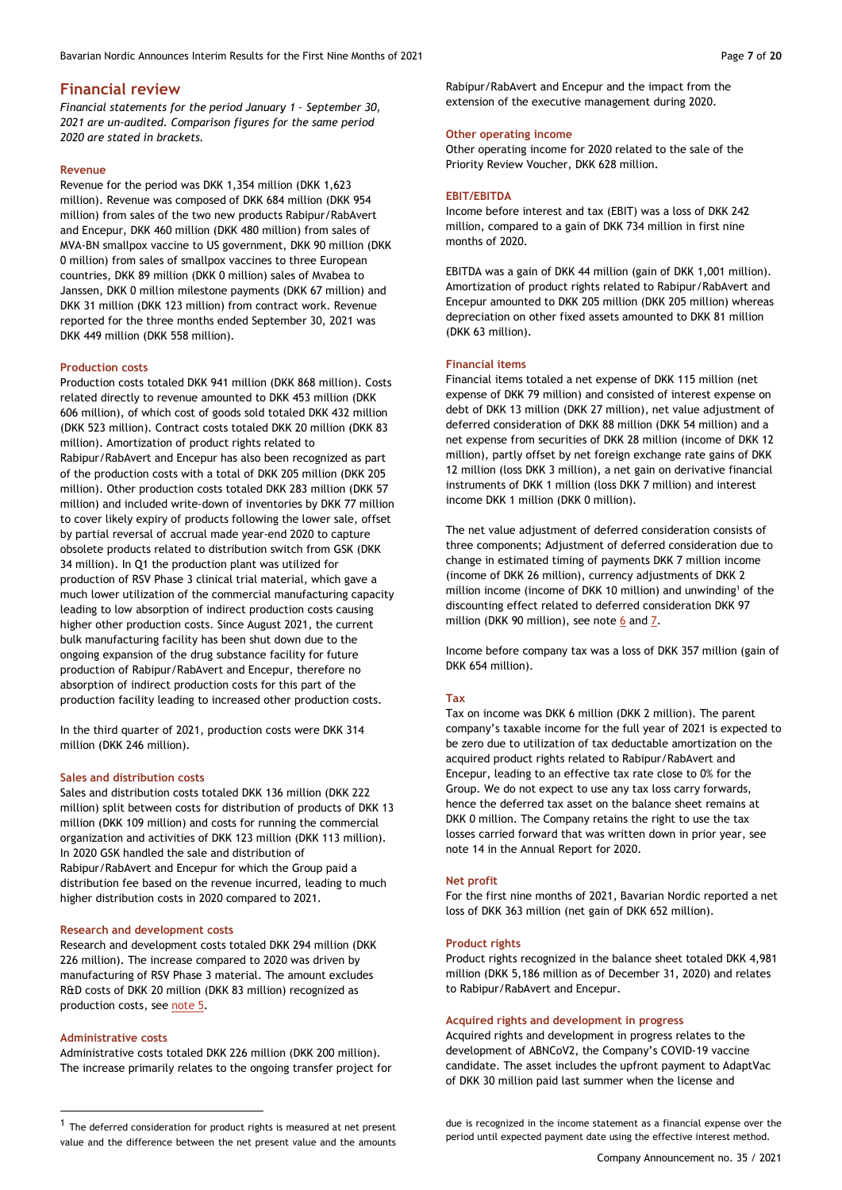## Financial review

*Financial statements for the period January 1 – September 30, 2021 are un-audited. Comparison figures for the same period 2020 are stated in brackets.*

### Revenue

Revenue for the period was DKK 1,354 million (DKK 1,623 million). Revenue was composed of DKK 684 million (DKK 954 million) from sales of the two new products Rabipur/RabAvert and Encepur, DKK 460 million (DKK 480 million) from sales of MVA-BN smallpox vaccine to US government, DKK 90 million (DKK 0 million) from sales of smallpox vaccines to three European countries, DKK 89 million (DKK 0 million) sales of Mvabea to Janssen, DKK 0 million milestone payments (DKK 67 million) and DKK 31 million (DKK 123 million) from contract work. Revenue reported for the three months ended September 30, 2021 was DKK 449 million (DKK 558 million).

### Production costs

Production costs totaled DKK 941 million (DKK 868 million). Costs related directly to revenue amounted to DKK 453 million (DKK 606 million), of which cost of goods sold totaled DKK 432 million (DKK 523 million). Contract costs totaled DKK 20 million (DKK 83 million). Amortization of product rights related to Rabipur/RabAvert and Encepur has also been recognized as part of the production costs with a total of DKK 205 million (DKK 205 million). Other production costs totaled DKK 283 million (DKK 57 million) and included write-down of inventories by DKK 77 million to cover likely expiry of products following the lower sale, offset by partial reversal of accrual made year-end 2020 to capture obsolete products related to distribution switch from GSK (DKK 34 million). In Q1 the production plant was utilized for production of RSV Phase 3 clinical trial material, which gave a much lower utilization of the commercial manufacturing capacity leading to low absorption of indirect production costs causing higher other production costs. Since August 2021, the current bulk manufacturing facility has been shut down due to the ongoing expansion of the drug substance facility for future production of Rabipur/RabAvert and Encepur, therefore no absorption of indirect production costs for this part of the production facility leading to increased other production costs.

In the third quarter of 2021, production costs were DKK 314 million (DKK 246 million).

### Sales and distribution costs

Sales and distribution costs totaled DKK 136 million (DKK 222 million) split between costs for distribution of products of DKK 13 million (DKK 109 million) and costs for running the commercial organization and activities of DKK 123 million (DKK 113 million). In 2020 GSK handled the sale and distribution of Rabipur/RabAvert and Encepur for which the Group paid a distribution fee based on the revenue incurred, leading to much higher distribution costs in 2020 compared to 2021.

### Research and development costs

Research and development costs totaled DKK 294 million (DKK 226 million). The increase compared to 2020 was driven by manufacturing of RSV Phase 3 material. The amount excludes R&D costs of DKK 20 million (DKK 83 million) recognized as production costs, see note 5.

### Administrative costs

Administrative costs totaled DKK 226 million (DKK 200 million). The increase primarily relates to the ongoing transfer project for Rabipur/RabAvert and Encepur and the impact from the extension of the executive management during 2020.

### Other operating income

Other operating income for 2020 related to the sale of the Priority Review Voucher, DKK 628 million.

### EBIT/EBITDA

Income before interest and tax (EBIT) was a loss of DKK 242 million, compared to a gain of DKK 734 million in first nine months of 2020.

EBITDA was a gain of DKK 44 million (gain of DKK 1,001 million). Amortization of product rights related to Rabipur/RabAvert and Encepur amounted to DKK 205 million (DKK 205 million) whereas depreciation on other fixed assets amounted to DKK 81 million (DKK 63 million).

### Financial items

Financial items totaled a net expense of DKK 115 million (net expense of DKK 79 million) and consisted of interest expense on debt of DKK 13 million (DKK 27 million), net value adjustment of deferred consideration of DKK 88 million (DKK 54 million) and a net expense from securities of DKK 28 million (income of DKK 12 million), partly offset by net foreign exchange rate gains of DKK 12 million (loss DKK 3 million), a net gain on derivative financial instruments of DKK 1 million (loss DKK 7 million) and interest income DKK 1 million (DKK 0 million).

The net value adjustment of deferred consideration consists of three components; Adjustment of deferred consideration due to change in estimated timing of payments DKK 7 million income (income of DKK 26 million), currency adjustments of DKK 2 million income (income of DKK 10 million) and unwinding[1] of the discounting effect related to deferred consideration DKK 97 million (DKK 90 million), see note 6 and 7.

Income before company tax was a loss of DKK 357 million (gain of DKK 654 million).

### Tax

Tax on income was DKK 6 million (DKK 2 million). The parent company's taxable income for the full year of 2021 is expected to be zero due to utilization of tax deductable amortization on the acquired product rights related to Rabipur/RabAvert and Encepur, leading to an effective tax rate close to 0% for the Group. We do not expect to use any tax loss carry forwards, hence the deferred tax asset on the balance sheet remains at DKK 0 million. The Company retains the right to use the tax losses carried forward that was written down in prior year, see note 14 in the Annual Report for 2020.

### Net profit

For the first nine months of 2021, Bavarian Nordic reported a net loss of DKK 363 million (net gain of DKK 652 million).

### Product rights

Product rights recognized in the balance sheet totaled DKK 4,981 million (DKK 5,186 million as of December 31, 2020) and relates to Rabipur/RabAvert and Encepur.

### Acquired rights and development in progress

Acquired rights and development in progress relates to the development of ABNCoV2, the Company's COVID-19 vaccine candidate. The asset includes the upfront payment to AdaptVac of DKK 30 million paid last summer when the license and

---

[1] The deferred consideration for product rights is measured at net present value and the difference between the net present value and the amounts due is recognized in the income statement as a financial expense over the period until expected payment date using the effective interest method.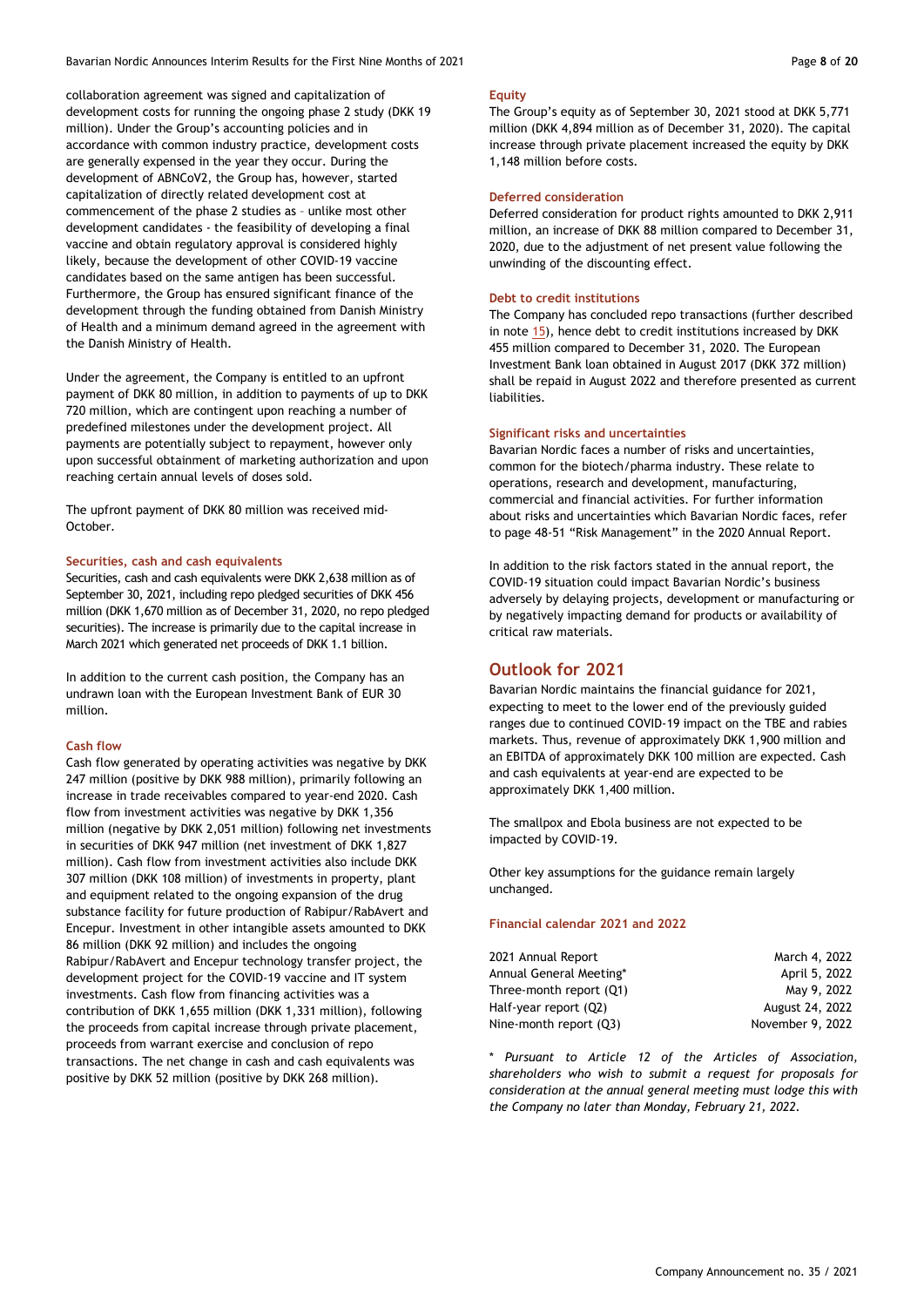collaboration agreement was signed and capitalization of development costs for running the ongoing phase 2 study (DKK 19 million). Under the Group's accounting policies and in accordance with common industry practice, development costs are generally expensed in the year they occur. During the development of ABNCoV2, the Group has, however, started capitalization of directly related development cost at commencement of the phase 2 studies as – unlike most other development candidates - the feasibility of developing a final vaccine and obtain regulatory approval is considered highly likely, because the development of other COVID-19 vaccine candidates based on the same antigen has been successful. Furthermore, the Group has ensured significant finance of the development through the funding obtained from Danish Ministry of Health and a minimum demand agreed in the agreement with the Danish Ministry of Health.

Under the agreement, the Company is entitled to an upfront payment of DKK 80 million, in addition to payments of up to DKK 720 million, which are contingent upon reaching a number of predefined milestones under the development project. All payments are potentially subject to repayment, however only upon successful obtainment of marketing authorization and upon reaching certain annual levels of doses sold.

The upfront payment of DKK 80 million was received mid-October.

### Securities, cash and cash equivalents

Securities, cash and cash equivalents were DKK 2,638 million as of September 30, 2021, including repo pledged securities of DKK 456 million (DKK 1,670 million as of December 31, 2020, no repo pledged securities). The increase is primarily due to the capital increase in March 2021 which generated net proceeds of DKK 1.1 billion.

In addition to the current cash position, the Company has an undrawn loan with the European Investment Bank of EUR 30 million.

### Cash flow

Cash flow generated by operating activities was negative by DKK 247 million (positive by DKK 988 million), primarily following an increase in trade receivables compared to year-end 2020. Cash flow from investment activities was negative by DKK 1,356 million (negative by DKK 2,051 million) following net investments in securities of DKK 947 million (net investment of DKK 1,827 million). Cash flow from investment activities also include DKK 307 million (DKK 108 million) of investments in property, plant and equipment related to the ongoing expansion of the drug substance facility for future production of Rabipur/RabAvert and Encepur. Investment in other intangible assets amounted to DKK 86 million (DKK 92 million) and includes the ongoing Rabipur/RabAvert and Encepur technology transfer project, the development project for the COVID-19 vaccine and IT system investments. Cash flow from financing activities was a contribution of DKK 1,655 million (DKK 1,331 million), following the proceeds from capital increase through private placement, proceeds from warrant exercise and conclusion of repo transactions. The net change in cash and cash equivalents was positive by DKK 52 million (positive by DKK 268 million).

### Equity

The Group's equity as of September 30, 2021 stood at DKK 5,771 million (DKK 4,894 million as of December 31, 2020). The capital increase through private placement increased the equity by DKK 1,148 million before costs.

### Deferred consideration

Deferred consideration for product rights amounted to DKK 2,911 million, an increase of DKK 88 million compared to December 31, 2020, due to the adjustment of net present value following the unwinding of the discounting effect.

### Debt to credit institutions

The Company has concluded repo transactions (further described in note 15), hence debt to credit institutions increased by DKK 455 million compared to December 31, 2020. The European Investment Bank loan obtained in August 2017 (DKK 372 million) shall be repaid in August 2022 and therefore presented as current liabilities.

### Significant risks and uncertainties

Bavarian Nordic faces a number of risks and uncertainties, common for the biotech/pharma industry. These relate to operations, research and development, manufacturing, commercial and financial activities. For further information about risks and uncertainties which Bavarian Nordic faces, refer to page 48-51 "Risk Management" in the 2020 Annual Report.

In addition to the risk factors stated in the annual report, the COVID-19 situation could impact Bavarian Nordic's business adversely by delaying projects, development or manufacturing or by negatively impacting demand for products or availability of critical raw materials.

## Outlook for 2021

Bavarian Nordic maintains the financial guidance for 2021, expecting to meet to the lower end of the previously guided ranges due to continued COVID-19 impact on the TBE and rabies markets. Thus, revenue of approximately DKK 1,900 million and an EBITDA of approximately DKK 100 million are expected. Cash and cash equivalents at year-end are expected to be approximately DKK 1,400 million.

The smallpox and Ebola business are not expected to be impacted by COVID-19.

Other key assumptions for the guidance remain largely unchanged.

### Financial calendar 2021 and 2022

| | |
|---|---|
| 2021 Annual Report | March 4, 2022 |
| Annual General Meeting* | April 5, 2022 |
| Three-month report (Q1) | May 9, 2022 |
| Half-year report (Q2) | August 24, 2022 |
| Nine-month report (Q3) | November 9, 2022 |

* *Pursuant to Article 12 of the Articles of Association, shareholders who wish to submit a request for proposals for consideration at the annual general meeting must lodge this with the Company no later than Monday, February 21, 2022.*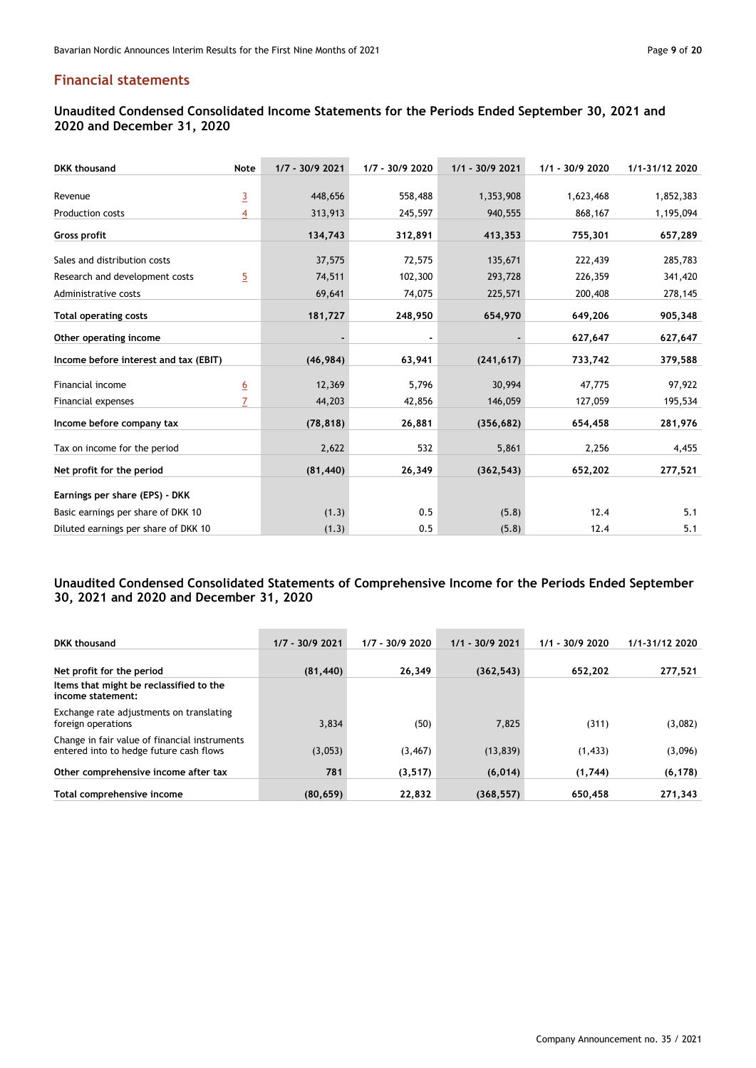## Financial statements

### Unaudited Condensed Consolidated Income Statements for the Periods Ended September 30, 2021 and 2020 and December 31, 2020

| DKK thousand | Note | 1/7 - 30/9 2021 | 1/7 - 30/9 2020 | 1/1 - 30/9 2021 | 1/1 - 30/9 2020 | 1/1-31/12 2020 |
|---|---|---|---|---|---|---|
| Revenue | 3 | 448,656 | 558,488 | 1,353,908 | 1,623,468 | 1,852,383 |
| Production costs | 4 | 313,913 | 245,597 | 940,555 | 868,167 | 1,195,094 |
| **Gross profit** | | **134,743** | **312,891** | **413,353** | **755,301** | **657,289** |
| Sales and distribution costs | | 37,575 | 72,575 | 135,671 | 222,439 | 285,783 |
| Research and development costs | 5 | 74,511 | 102,300 | 293,728 | 226,359 | 341,420 |
| Administrative costs | | 69,641 | 74,075 | 225,571 | 200,408 | 278,145 |
| **Total operating costs** | | **181,727** | **248,950** | **654,970** | **649,206** | **905,348** |
| **Other operating income** | | **-** | **-** | **-** | **627,647** | **627,647** |
| **Income before interest and tax (EBIT)** | | **(46,984)** | **63,941** | **(241,617)** | **733,742** | **379,588** |
| Financial income | 6 | 12,369 | 5,796 | 30,994 | 47,775 | 97,922 |
| Financial expenses | 7 | 44,203 | 42,856 | 146,059 | 127,059 | 195,534 |
| **Income before company tax** | | **(78,818)** | **26,881** | **(356,682)** | **654,458** | **281,976** |
| Tax on income for the period | | 2,622 | 532 | 5,861 | 2,256 | 4,455 |
| **Net profit for the period** | | **(81,440)** | **26,349** | **(362,543)** | **652,202** | **277,521** |
| **Earnings per share (EPS) - DKK** | | | | | | |
| Basic earnings per share of DKK 10 | | (1.3) | 0.5 | (5.8) | 12.4 | 5.1 |
| Diluted earnings per share of DKK 10 | | (1.3) | 0.5 | (5.8) | 12.4 | 5.1 |

### Unaudited Condensed Consolidated Statements of Comprehensive Income for the Periods Ended September 30, 2021 and 2020 and December 31, 2020

| DKK thousand | 1/7 - 30/9 2021 | 1/7 - 30/9 2020 | 1/1 - 30/9 2021 | 1/1 - 30/9 2020 | 1/1-31/12 2020 |
|---|---|---|---|---|---|
| **Net profit for the period** | **(81,440)** | **26,349** | **(362,543)** | **652,202** | **277,521** |
| **Items that might be reclassified to the income statement:** | | | | | |
| Exchange rate adjustments on translating foreign operations | 3,834 | (50) | 7,825 | (311) | (3,082) |
| Change in fair value of financial instruments entered into to hedge future cash flows | (3,053) | (3,467) | (13,839) | (1,433) | (3,096) |
| **Other comprehensive income after tax** | **781** | **(3,517)** | **(6,014)** | **(1,744)** | **(6,178)** |
| **Total comprehensive income** | **(80,659)** | **22,832** | **(368,557)** | **650,458** | **271,343** |

Company Announcement no. 35 / 2021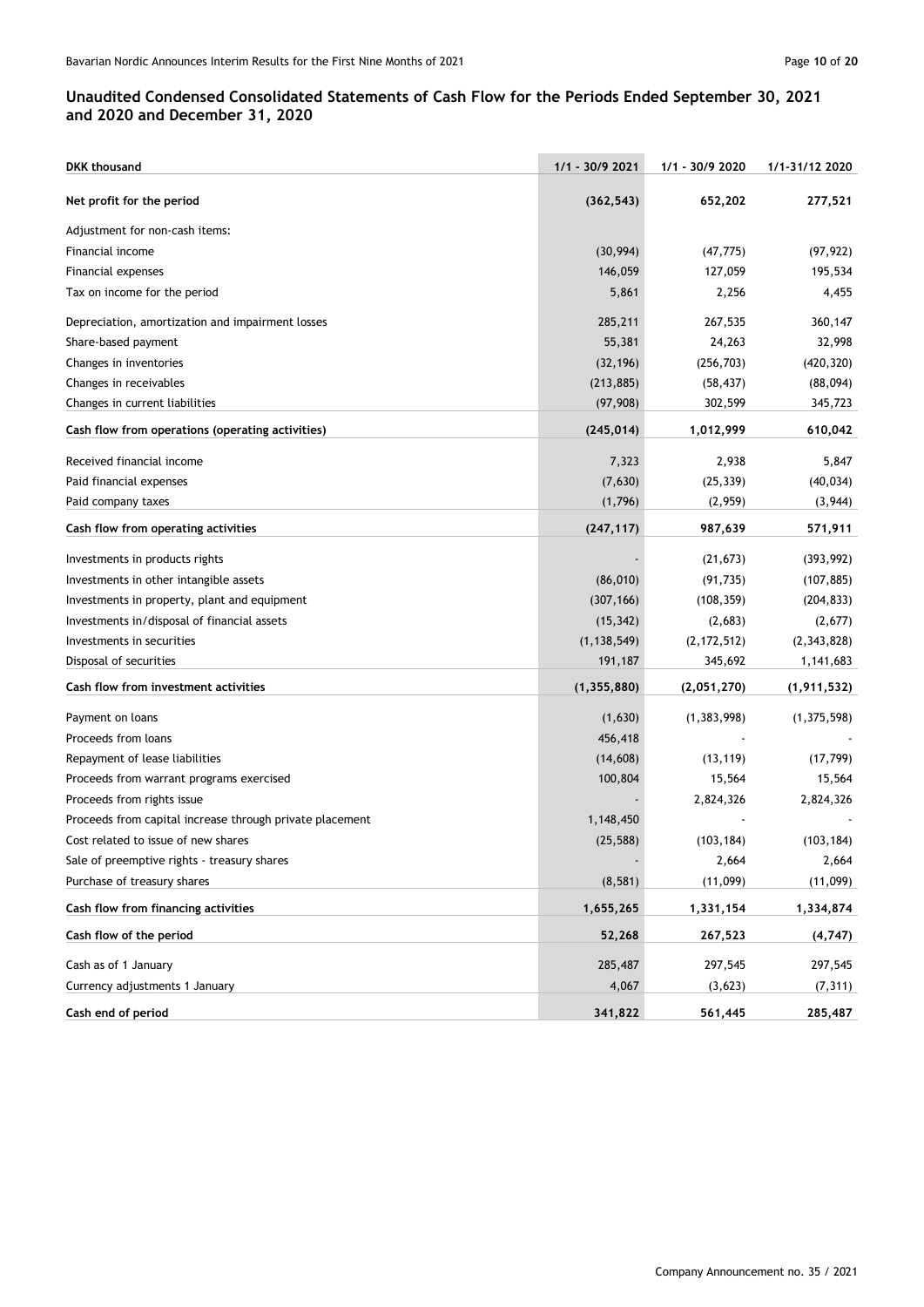## Unaudited Condensed Consolidated Statements of Cash Flow for the Periods Ended September 30, 2021 and 2020 and December 31, 2020

| DKK thousand | 1/1 - 30/9 2021 | 1/1 - 30/9 2020 | 1/1-31/12 2020 |
|---|---|---|---|
| **Net profit for the period** | **(362,543)** | **652,202** | **277,521** |
| Adjustment for non-cash items: | | | |
| Financial income | (30,994) | (47,775) | (97,922) |
| Financial expenses | 146,059 | 127,059 | 195,534 |
| Tax on income for the period | 5,861 | 2,256 | 4,455 |
| Depreciation, amortization and impairment losses | 285,211 | 267,535 | 360,147 |
| Share-based payment | 55,381 | 24,263 | 32,998 |
| Changes in inventories | (32,196) | (256,703) | (420,320) |
| Changes in receivables | (213,885) | (58,437) | (88,094) |
| Changes in current liabilities | (97,908) | 302,599 | 345,723 |
| **Cash flow from operations (operating activities)** | **(245,014)** | **1,012,999** | **610,042** |
| Received financial income | 7,323 | 2,938 | 5,847 |
| Paid financial expenses | (7,630) | (25,339) | (40,034) |
| Paid company taxes | (1,796) | (2,959) | (3,944) |
| **Cash flow from operating activities** | **(247,117)** | **987,639** | **571,911** |
| Investments in products rights | - | (21,673) | (393,992) |
| Investments in other intangible assets | (86,010) | (91,735) | (107,885) |
| Investments in property, plant and equipment | (307,166) | (108,359) | (204,833) |
| Investments in/disposal of financial assets | (15,342) | (2,683) | (2,677) |
| Investments in securities | (1,138,549) | (2,172,512) | (2,343,828) |
| Disposal of securities | 191,187 | 345,692 | 1,141,683 |
| **Cash flow from investment activities** | **(1,355,880)** | **(2,051,270)** | **(1,911,532)** |
| Payment on loans | (1,630) | (1,383,998) | (1,375,598) |
| Proceeds from loans | 456,418 | - | - |
| Repayment of lease liabilities | (14,608) | (13,119) | (17,799) |
| Proceeds from warrant programs exercised | 100,804 | 15,564 | 15,564 |
| Proceeds from rights issue | - | 2,824,326 | 2,824,326 |
| Proceeds from capital increase through private placement | 1,148,450 | - | - |
| Cost related to issue of new shares | (25,588) | (103,184) | (103,184) |
| Sale of preemptive rights - treasury shares | - | 2,664 | 2,664 |
| Purchase of treasury shares | (8,581) | (11,099) | (11,099) |
| **Cash flow from financing activities** | **1,655,265** | **1,331,154** | **1,334,874** |
| **Cash flow of the period** | **52,268** | **267,523** | **(4,747)** |
| Cash as of 1 January | 285,487 | 297,545 | 297,545 |
| Currency adjustments 1 January | 4,067 | (3,623) | (7,311) |
| **Cash end of period** | **341,822** | **561,445** | **285,487** |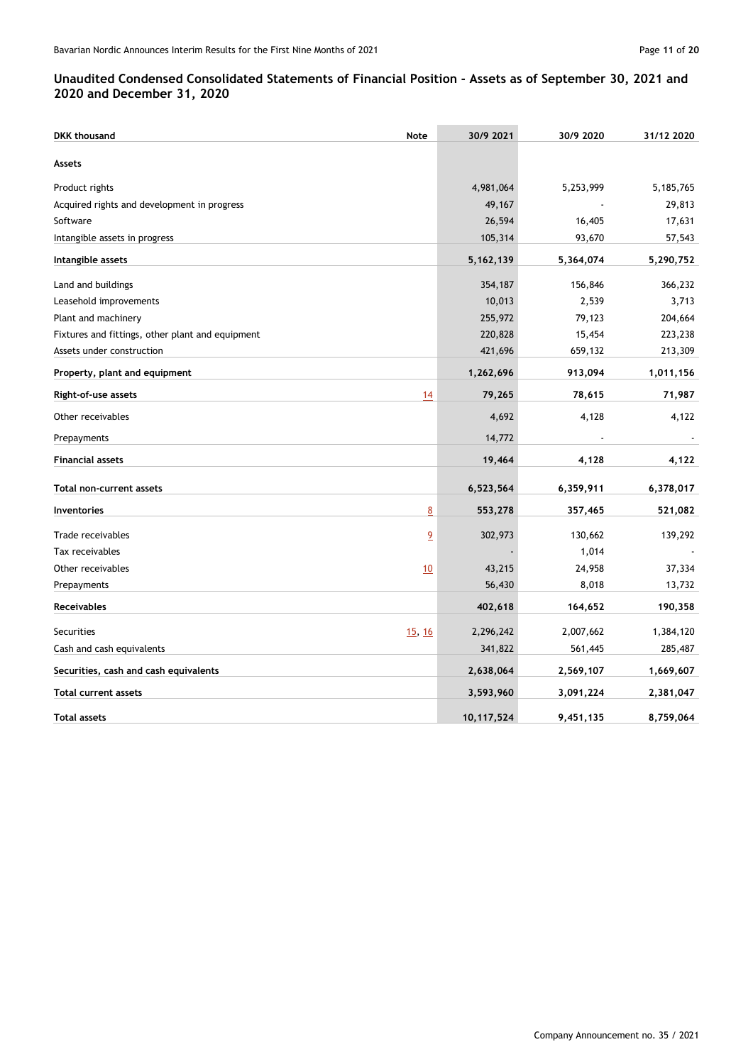## Unaudited Condensed Consolidated Statements of Financial Position - Assets as of September 30, 2021 and 2020 and December 31, 2020

| DKK thousand | Note | 30/9 2021 | 30/9 2020 | 31/12 2020 |
|---|---|---|---|---|
| **Assets** | | | | |
| Product rights | | 4,981,064 | 5,253,999 | 5,185,765 |
| Acquired rights and development in progress | | 49,167 | - | 29,813 |
| Software | | 26,594 | 16,405 | 17,631 |
| Intangible assets in progress | | 105,314 | 93,670 | 57,543 |
| **Intangible assets** | | **5,162,139** | **5,364,074** | **5,290,752** |
| Land and buildings | | 354,187 | 156,846 | 366,232 |
| Leasehold improvements | | 10,013 | 2,539 | 3,713 |
| Plant and machinery | | 255,972 | 79,123 | 204,664 |
| Fixtures and fittings, other plant and equipment | | 220,828 | 15,454 | 223,238 |
| Assets under construction | | 421,696 | 659,132 | 213,309 |
| **Property, plant and equipment** | | **1,262,696** | **913,094** | **1,011,156** |
| **Right-of-use assets** | 14 | **79,265** | **78,615** | **71,987** |
| Other receivables | | 4,692 | 4,128 | 4,122 |
| Prepayments | | 14,772 | - | - |
| **Financial assets** | | **19,464** | **4,128** | **4,122** |
| **Total non-current assets** | | **6,523,564** | **6,359,911** | **6,378,017** |
| **Inventories** | 8 | **553,278** | **357,465** | **521,082** |
| Trade receivables | 9 | 302,973 | 130,662 | 139,292 |
| Tax receivables | | - | 1,014 | - |
| Other receivables | 10 | 43,215 | 24,958 | 37,334 |
| Prepayments | | 56,430 | 8,018 | 13,732 |
| **Receivables** | | **402,618** | **164,652** | **190,358** |
| Securities | 15, 16 | 2,296,242 | 2,007,662 | 1,384,120 |
| Cash and cash equivalents | | 341,822 | 561,445 | 285,487 |
| **Securities, cash and cash equivalents** | | **2,638,064** | **2,569,107** | **1,669,607** |
| **Total current assets** | | **3,593,960** | **3,091,224** | **2,381,047** |
| **Total assets** | | **10,117,524** | **9,451,135** | **8,759,064** |

Company Announcement no. 35 / 2021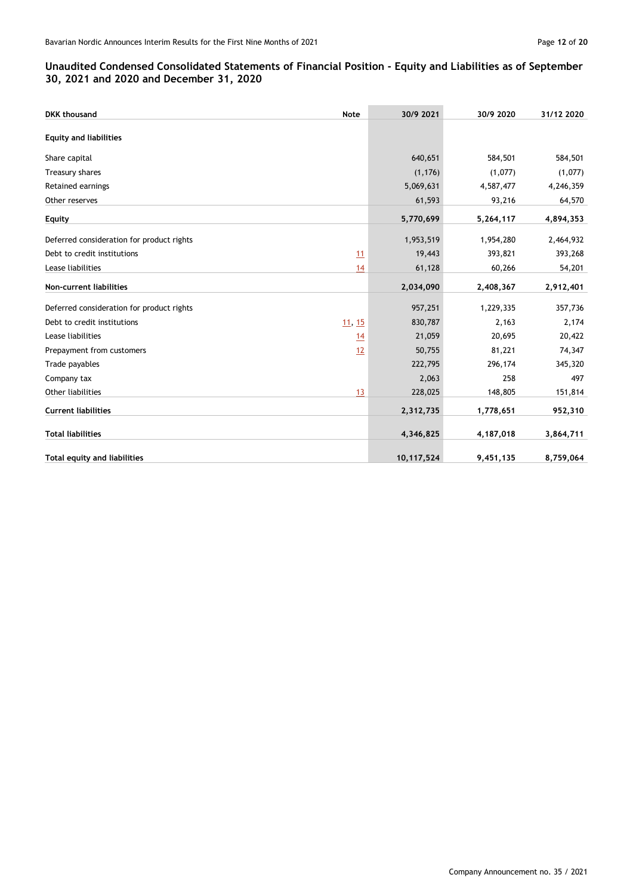## Unaudited Condensed Consolidated Statements of Financial Position - Equity and Liabilities as of September 30, 2021 and 2020 and December 31, 2020

| DKK thousand | Note | 30/9 2021 | 30/9 2020 | 31/12 2020 |
|---|---|---|---|---|
| **Equity and liabilities** | | | | |
| Share capital | | 640,651 | 584,501 | 584,501 |
| Treasury shares | | (1,176) | (1,077) | (1,077) |
| Retained earnings | | 5,069,631 | 4,587,477 | 4,246,359 |
| Other reserves | | 61,593 | 93,216 | 64,570 |
| **Equity** | | **5,770,699** | **5,264,117** | **4,894,353** |
| Deferred consideration for product rights | | 1,953,519 | 1,954,280 | 2,464,932 |
| Debt to credit institutions | 11 | 19,443 | 393,821 | 393,268 |
| Lease liabilities | 14 | 61,128 | 60,266 | 54,201 |
| **Non-current liabilities** | | **2,034,090** | **2,408,367** | **2,912,401** |
| Deferred consideration for product rights | | 957,251 | 1,229,335 | 357,736 |
| Debt to credit institutions | 11, 15 | 830,787 | 2,163 | 2,174 |
| Lease liabilities | 14 | 21,059 | 20,695 | 20,422 |
| Prepayment from customers | 12 | 50,755 | 81,221 | 74,347 |
| Trade payables | | 222,795 | 296,174 | 345,320 |
| Company tax | | 2,063 | 258 | 497 |
| Other liabilities | 13 | 228,025 | 148,805 | 151,814 |
| **Current liabilities** | | **2,312,735** | **1,778,651** | **952,310** |
| **Total liabilities** | | **4,346,825** | **4,187,018** | **3,864,711** |
| **Total equity and liabilities** | | **10,117,524** | **9,451,135** | **8,759,064** |

Company Announcement no. 35 / 2021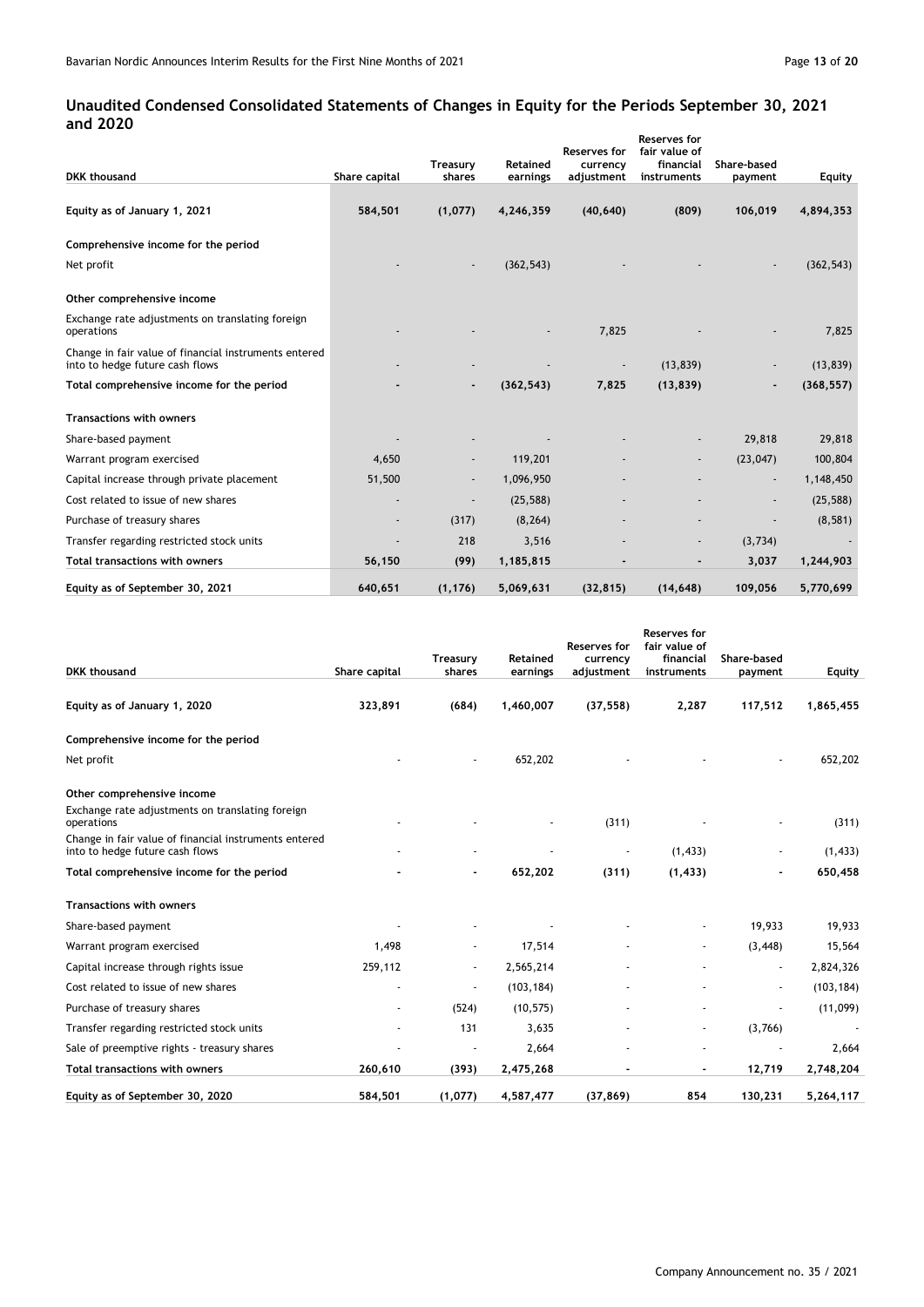## Unaudited Condensed Consolidated Statements of Changes in Equity for the Periods September 30, 2021 and 2020

| DKK thousand | Share capital | Treasury shares | Retained earnings | Reserves for currency adjustment | Reserves for fair value of financial instruments | Share-based payment | Equity |
|---|---|---|---|---|---|---|---|
| **Equity as of January 1, 2021** | **584,501** | **(1,077)** | **4,246,359** | **(40,640)** | **(809)** | **106,019** | **4,894,353** |
| **Comprehensive income for the period** | | | | | | | |
| Net profit | - | - | (362,543) | - | - | - | (362,543) |
| **Other comprehensive income** | | | | | | | |
| Exchange rate adjustments on translating foreign operations | - | - | - | 7,825 | - | - | 7,825 |
| Change in fair value of financial instruments entered into to hedge future cash flows | - | - | - | - | (13,839) | - | (13,839) |
| **Total comprehensive income for the period** | **-** | **-** | **(362,543)** | **7,825** | **(13,839)** | **-** | **(368,557)** |
| **Transactions with owners** | | | | | | | |
| Share-based payment | - | - | - | - | - | 29,818 | 29,818 |
| Warrant program exercised | 4,650 | - | 119,201 | - | - | (23,047) | 100,804 |
| Capital increase through private placement | 51,500 | - | 1,096,950 | - | - | - | 1,148,450 |
| Cost related to issue of new shares | - | - | (25,588) | - | - | - | (25,588) |
| Purchase of treasury shares | - | (317) | (8,264) | - | - | - | (8,581) |
| Transfer regarding restricted stock units | - | 218 | 3,516 | - | - | (3,734) | - |
| **Total transactions with owners** | **56,150** | **(99)** | **1,185,815** | **-** | **-** | **3,037** | **1,244,903** |
| **Equity as of September 30, 2021** | **640,651** | **(1,176)** | **5,069,631** | **(32,815)** | **(14,648)** | **109,056** | **5,770,699** |

| DKK thousand | Share capital | Treasury shares | Retained earnings | Reserves for currency adjustment | Reserves for fair value of financial instruments | Share-based payment | Equity |
|---|---|---|---|---|---|---|---|
| **Equity as of January 1, 2020** | **323,891** | **(684)** | **1,460,007** | **(37,558)** | **2,287** | **117,512** | **1,865,455** |
| **Comprehensive income for the period** | | | | | | | |
| Net profit | - | - | 652,202 | - | - | - | 652,202 |
| **Other comprehensive income** | | | | | | | |
| Exchange rate adjustments on translating foreign operations | - | - | - | (311) | - | - | (311) |
| Change in fair value of financial instruments entered into to hedge future cash flows | - | - | - | - | (1,433) | - | (1,433) |
| **Total comprehensive income for the period** | **-** | **-** | **652,202** | **(311)** | **(1,433)** | **-** | **650,458** |
| **Transactions with owners** | | | | | | | |
| Share-based payment | - | - | - | - | - | 19,933 | 19,933 |
| Warrant program exercised | 1,498 | - | 17,514 | - | - | (3,448) | 15,564 |
| Capital increase through rights issue | 259,112 | - | 2,565,214 | - | - | - | 2,824,326 |
| Cost related to issue of new shares | - | - | (103,184) | - | - | - | (103,184) |
| Purchase of treasury shares | - | (524) | (10,575) | - | - | - | (11,099) |
| Transfer regarding restricted stock units | - | 131 | 3,635 | - | - | (3,766) | - |
| Sale of preemptive rights - treasury shares | - | - | 2,664 | - | - | - | 2,664 |
| **Total transactions with owners** | **260,610** | **(393)** | **2,475,268** | **-** | **-** | **12,719** | **2,748,204** |
| **Equity as of September 30, 2020** | **584,501** | **(1,077)** | **4,587,477** | **(37,869)** | **854** | **130,231** | **5,264,117** |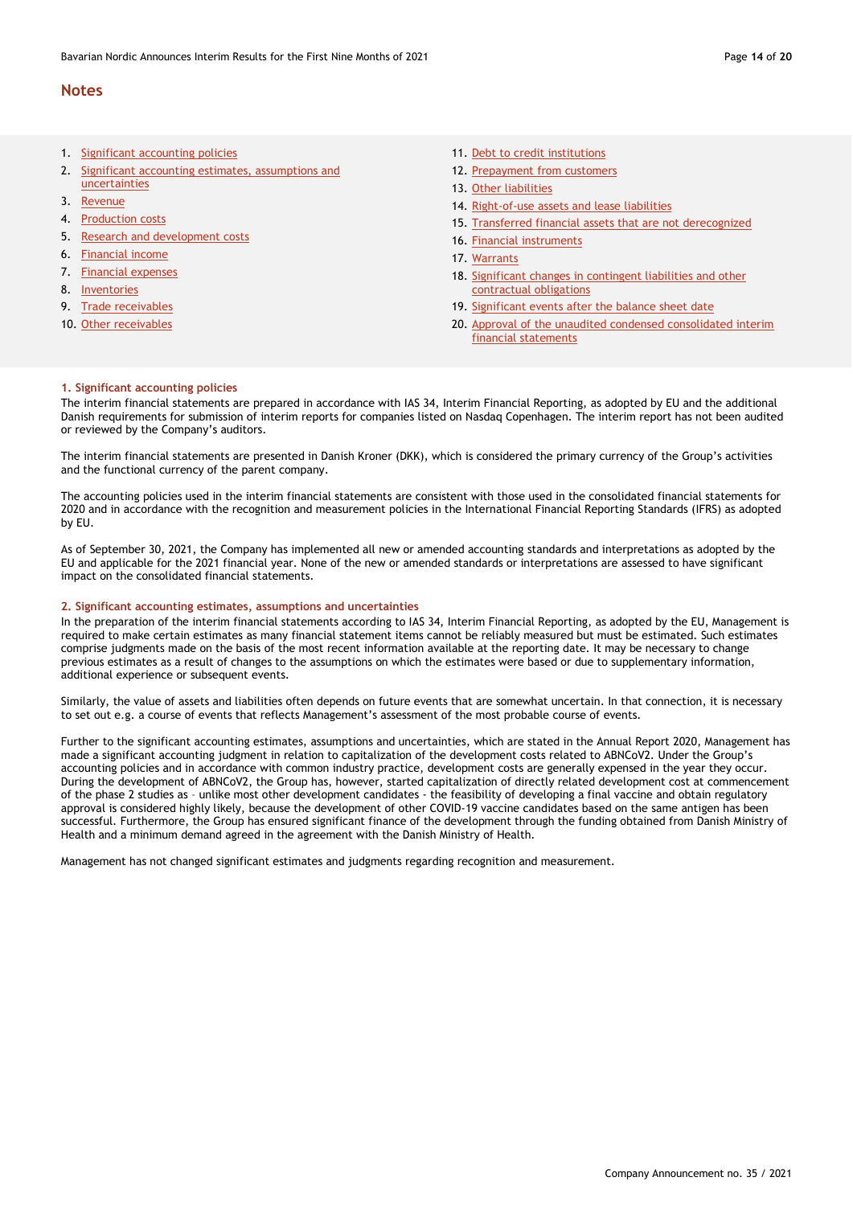## Notes

1. Significant accounting policies
2. Significant accounting estimates, assumptions and uncertainties
3. Revenue
4. Production costs
5. Research and development costs
6. Financial income
7. Financial expenses
8. Inventories
9. Trade receivables
10. Other receivables
11. Debt to credit institutions
12. Prepayment from customers
13. Other liabilities
14. Right-of-use assets and lease liabilities
15. Transferred financial assets that are not derecognized
16. Financial instruments
17. Warrants
18. Significant changes in contingent liabilities and other contractual obligations
19. Significant events after the balance sheet date
20. Approval of the unaudited condensed consolidated interim financial statements

### 1. Significant accounting policies

The interim financial statements are prepared in accordance with IAS 34, Interim Financial Reporting, as adopted by EU and the additional Danish requirements for submission of interim reports for companies listed on Nasdaq Copenhagen. The interim report has not been audited or reviewed by the Company's auditors.

The interim financial statements are presented in Danish Kroner (DKK), which is considered the primary currency of the Group's activities and the functional currency of the parent company.

The accounting policies used in the interim financial statements are consistent with those used in the consolidated financial statements for 2020 and in accordance with the recognition and measurement policies in the International Financial Reporting Standards (IFRS) as adopted by EU.

As of September 30, 2021, the Company has implemented all new or amended accounting standards and interpretations as adopted by the EU and applicable for the 2021 financial year. None of the new or amended standards or interpretations are assessed to have significant impact on the consolidated financial statements.

### 2. Significant accounting estimates, assumptions and uncertainties

In the preparation of the interim financial statements according to IAS 34, Interim Financial Reporting, as adopted by the EU, Management is required to make certain estimates as many financial statement items cannot be reliably measured but must be estimated. Such estimates comprise judgments made on the basis of the most recent information available at the reporting date. It may be necessary to change previous estimates as a result of changes to the assumptions on which the estimates were based or due to supplementary information, additional experience or subsequent events.

Similarly, the value of assets and liabilities often depends on future events that are somewhat uncertain. In that connection, it is necessary to set out e.g. a course of events that reflects Management's assessment of the most probable course of events.

Further to the significant accounting estimates, assumptions and uncertainties, which are stated in the Annual Report 2020, Management has made a significant accounting judgment in relation to capitalization of the development costs related to ABNCoV2. Under the Group's accounting policies and in accordance with common industry practice, development costs are generally expensed in the year they occur. During the development of ABNCoV2, the Group has, however, started capitalization of directly related development cost at commencement of the phase 2 studies as - unlike most other development candidates - the feasibility of developing a final vaccine and obtain regulatory approval is considered highly likely, because the development of other COVID-19 vaccine candidates based on the same antigen has been successful. Furthermore, the Group has ensured significant finance of the development through the funding obtained from Danish Ministry of Health and a minimum demand agreed in the agreement with the Danish Ministry of Health.

Management has not changed significant estimates and judgments regarding recognition and measurement.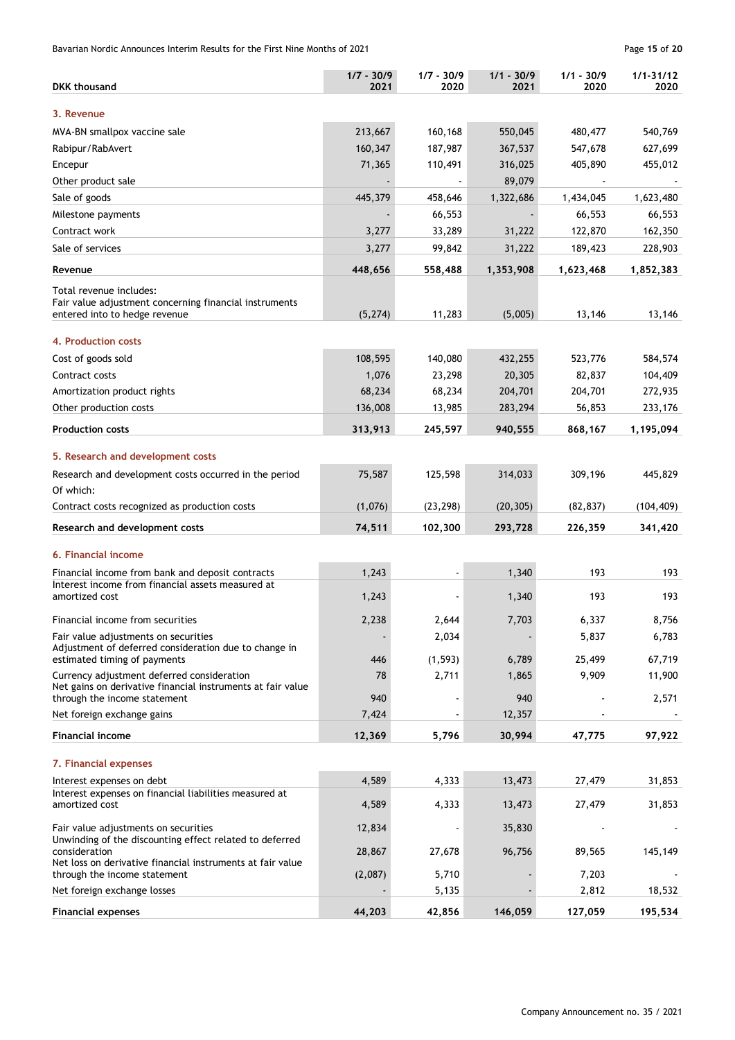| DKK thousand | 1/7 - 30/9 2021 | 1/7 - 30/9 2020 | 1/1 - 30/9 2021 | 1/1 - 30/9 2020 | 1/1-31/12 2020 |
|---|---|---|---|---|---|
| **3. Revenue** | | | | | |
| MVA-BN smallpox vaccine sale | 213,667 | 160,168 | 550,045 | 480,477 | 540,769 |
| Rabipur/RabAvert | 160,347 | 187,987 | 367,537 | 547,678 | 627,699 |
| Encepur | 71,365 | 110,491 | 316,025 | 405,890 | 455,012 |
| Other product sale | - | - | 89,079 | - | - |
| Sale of goods | 445,379 | 458,646 | 1,322,686 | 1,434,045 | 1,623,480 |
| Milestone payments | - | 66,553 | - | 66,553 | 66,553 |
| Contract work | 3,277 | 33,289 | 31,222 | 122,870 | 162,350 |
| Sale of services | 3,277 | 99,842 | 31,222 | 189,423 | 228,903 |
| **Revenue** | **448,656** | **558,488** | **1,353,908** | **1,623,468** | **1,852,383** |
| Total revenue includes: Fair value adjustment concerning financial instruments entered into to hedge revenue | (5,274) | 11,283 | (5,005) | 13,146 | 13,146 |
| **4. Production costs** | | | | | |
| Cost of goods sold | 108,595 | 140,080 | 432,255 | 523,776 | 584,574 |
| Contract costs | 1,076 | 23,298 | 20,305 | 82,837 | 104,409 |
| Amortization product rights | 68,234 | 68,234 | 204,701 | 204,701 | 272,935 |
| Other production costs | 136,008 | 13,985 | 283,294 | 56,853 | 233,176 |
| **Production costs** | **313,913** | **245,597** | **940,555** | **868,167** | **1,195,094** |
| **5. Research and development costs** | | | | | |
| Research and development costs occurred in the period | 75,587 | 125,598 | 314,033 | 309,196 | 445,829 |
| Of which: | | | | | |
| Contract costs recognized as production costs | (1,076) | (23,298) | (20,305) | (82,837) | (104,409) |
| **Research and development costs** | **74,511** | **102,300** | **293,728** | **226,359** | **341,420** |
| **6. Financial income** | | | | | |
| Financial income from bank and deposit contracts | 1,243 | - | 1,340 | 193 | 193 |
| Interest income from financial assets measured at amortized cost | 1,243 | - | 1,340 | 193 | 193 |
| Financial income from securities | 2,238 | 2,644 | 7,703 | 6,337 | 8,756 |
| Fair value adjustments on securities | - | 2,034 | - | 5,837 | 6,783 |
| Adjustment of deferred consideration due to change in estimated timing of payments | 446 | (1,593) | 6,789 | 25,499 | 67,719 |
| Currency adjustment deferred consideration | 78 | 2,711 | 1,865 | 9,909 | 11,900 |
| Net gains on derivative financial instruments at fair value through the income statement | 940 | - | 940 | - | 2,571 |
| Net foreign exchange gains | 7,424 | - | 12,357 | - | - |
| **Financial income** | **12,369** | **5,796** | **30,994** | **47,775** | **97,922** |
| **7. Financial expenses** | | | | | |
| Interest expenses on debt | 4,589 | 4,333 | 13,473 | 27,479 | 31,853 |
| Interest expenses on financial liabilities measured at amortized cost | 4,589 | 4,333 | 13,473 | 27,479 | 31,853 |
| Fair value adjustments on securities | 12,834 | - | 35,830 | - | - |
| Unwinding of the discounting effect related to deferred consideration | 28,867 | 27,678 | 96,756 | 89,565 | 145,149 |
| Net loss on derivative financial instruments at fair value through the income statement | (2,087) | 5,710 | - | 7,203 | - |
| Net foreign exchange losses | - | 5,135 | - | 2,812 | 18,532 |
| **Financial expenses** | **44,203** | **42,856** | **146,059** | **127,059** | **195,534** |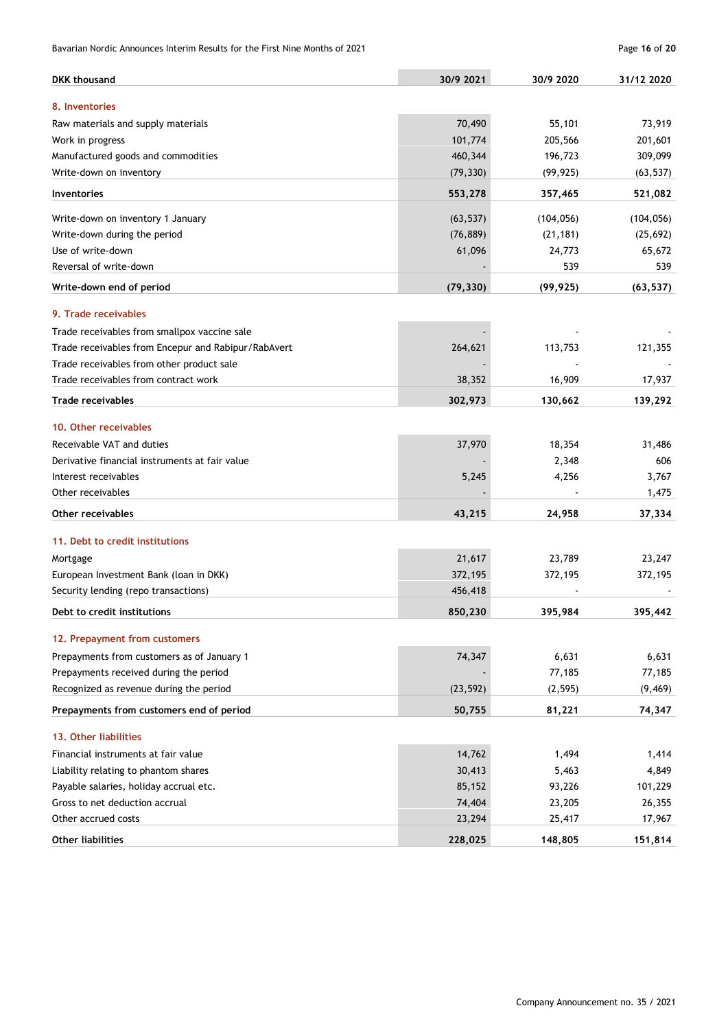| DKK thousand | 30/9 2021 | 30/9 2020 | 31/12 2020 |
|---|---|---|---|
| **8. Inventories** | | | |
| Raw materials and supply materials | 70,490 | 55,101 | 73,919 |
| Work in progress | 101,774 | 205,566 | 201,601 |
| Manufactured goods and commodities | 460,344 | 196,723 | 309,099 |
| Write-down on inventory | (79,330) | (99,925) | (63,537) |
| **Inventories** | **553,278** | **357,465** | **521,082** |
| Write-down on inventory 1 January | (63,537) | (104,056) | (104,056) |
| Write-down during the period | (76,889) | (21,181) | (25,692) |
| Use of write-down | 61,096 | 24,773 | 65,672 |
| Reversal of write-down | - | 539 | 539 |
| **Write-down end of period** | **(79,330)** | **(99,925)** | **(63,537)** |
| **9. Trade receivables** | | | |
| Trade receivables from smallpox vaccine sale | - | - | - |
| Trade receivables from Encepur and Rabipur/RabAvert | 264,621 | 113,753 | 121,355 |
| Trade receivables from other product sale | - | - | - |
| Trade receivables from contract work | 38,352 | 16,909 | 17,937 |
| **Trade receivables** | **302,973** | **130,662** | **139,292** |
| **10. Other receivables** | | | |
| Receivable VAT and duties | 37,970 | 18,354 | 31,486 |
| Derivative financial instruments at fair value | - | 2,348 | 606 |
| Interest receivables | 5,245 | 4,256 | 3,767 |
| Other receivables | - | - | 1,475 |
| **Other receivables** | **43,215** | **24,958** | **37,334** |
| **11. Debt to credit institutions** | | | |
| Mortgage | 21,617 | 23,789 | 23,247 |
| European Investment Bank (loan in DKK) | 372,195 | 372,195 | 372,195 |
| Security lending (repo transactions) | 456,418 | - | - |
| **Debt to credit institutions** | **850,230** | **395,984** | **395,442** |
| **12. Prepayment from customers** | | | |
| Prepayments from customers as of January 1 | 74,347 | 6,631 | 6,631 |
| Prepayments received during the period | - | 77,185 | 77,185 |
| Recognized as revenue during the period | (23,592) | (2,595) | (9,469) |
| **Prepayments from customers end of period** | **50,755** | **81,221** | **74,347** |
| **13. Other liabilities** | | | |
| Financial instruments at fair value | 14,762 | 1,494 | 1,414 |
| Liability relating to phantom shares | 30,413 | 5,463 | 4,849 |
| Payable salaries, holiday accrual etc. | 85,152 | 93,226 | 101,229 |
| Gross to net deduction accrual | 74,404 | 23,205 | 26,355 |
| Other accrued costs | 23,294 | 25,417 | 17,967 |
| **Other liabilities** | **228,025** | **148,805** | **151,814** |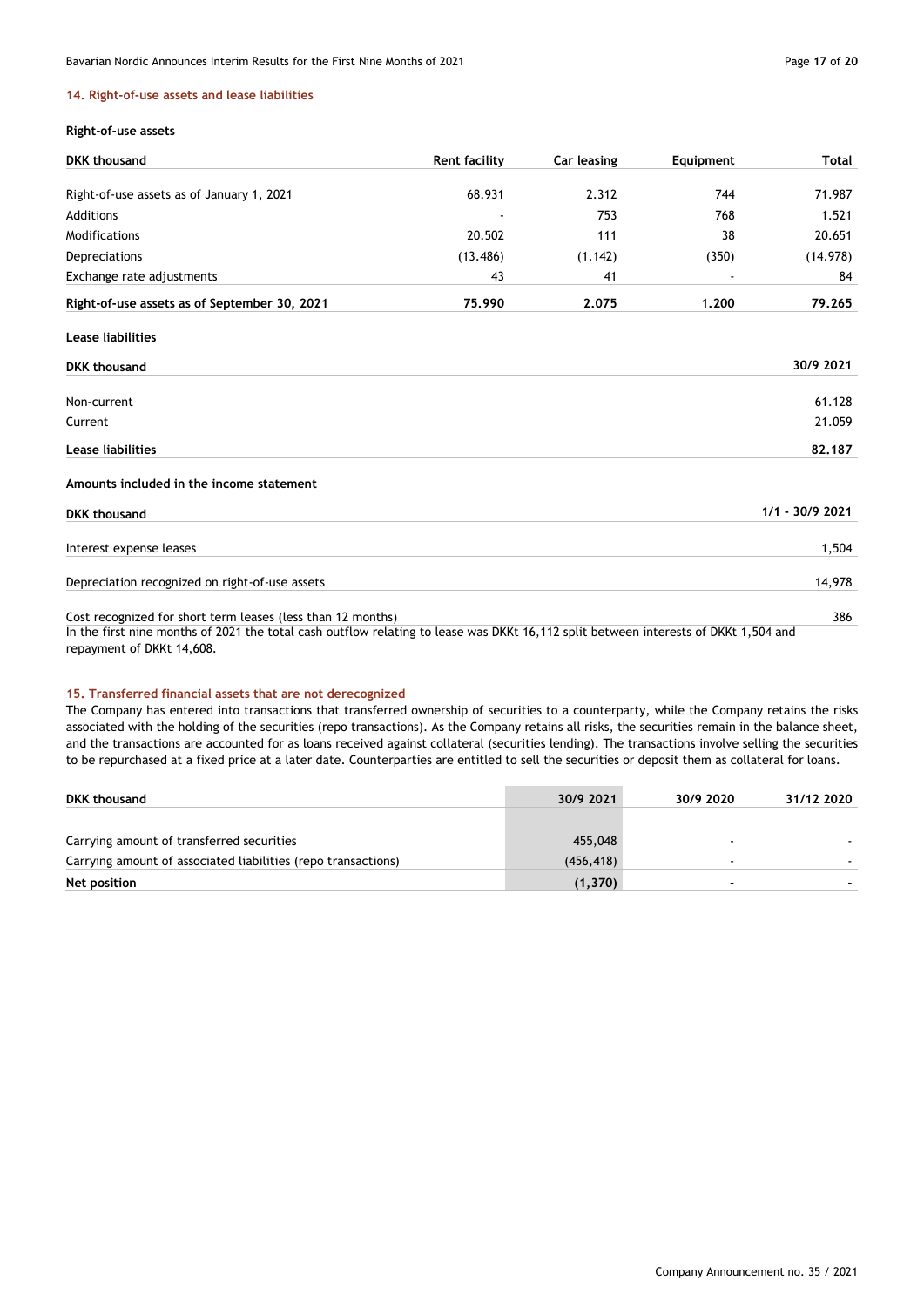## 14. Right-of-use assets and lease liabilities

### Right-of-use assets

| DKK thousand | Rent facility | Car leasing | Equipment | Total |
|---|---|---|---|---|
| Right-of-use assets as of January 1, 2021 | 68.931 | 2.312 | 744 | 71.987 |
| Additions | - | 753 | 768 | 1.521 |
| Modifications | 20.502 | 111 | 38 | 20.651 |
| Depreciations | (13.486) | (1.142) | (350) | (14.978) |
| Exchange rate adjustments | 43 | 41 | - | 84 |
| **Right-of-use assets as of September 30, 2021** | **75.990** | **2.075** | **1.200** | **79.265** |

### Lease liabilities

| DKK thousand | 30/9 2021 |
|---|---|
| Non-current | 61.128 |
| Current | 21.059 |
| **Lease liabilities** | **82.187** |

### Amounts included in the income statement

| DKK thousand | 1/1 - 30/9 2021 |
|---|---|
| Interest expense leases | 1,504 |
| Depreciation recognized on right-of-use assets | 14,978 |
| Cost recognized for short term leases (less than 12 months) | 386 |

In the first nine months of 2021 the total cash outflow relating to lease was DKKt 16,112 split between interests of DKKt 1,504 and repayment of DKKt 14,608.

## 15. Transferred financial assets that are not derecognized

The Company has entered into transactions that transferred ownership of securities to a counterparty, while the Company retains the risks associated with the holding of the securities (repo transactions). As the Company retains all risks, the securities remain in the balance sheet, and the transactions are accounted for as loans received against collateral (securities lending). The transactions involve selling the securities to be repurchased at a fixed price at a later date. Counterparties are entitled to sell the securities or deposit them as collateral for loans.

| DKK thousand | 30/9 2021 | 30/9 2020 | 31/12 2020 |
|---|---|---|---|
| Carrying amount of transferred securities | 455,048 | - | - |
| Carrying amount of associated liabilities (repo transactions) | (456,418) | - | - |
| **Net position** | **(1,370)** | **-** | **-** |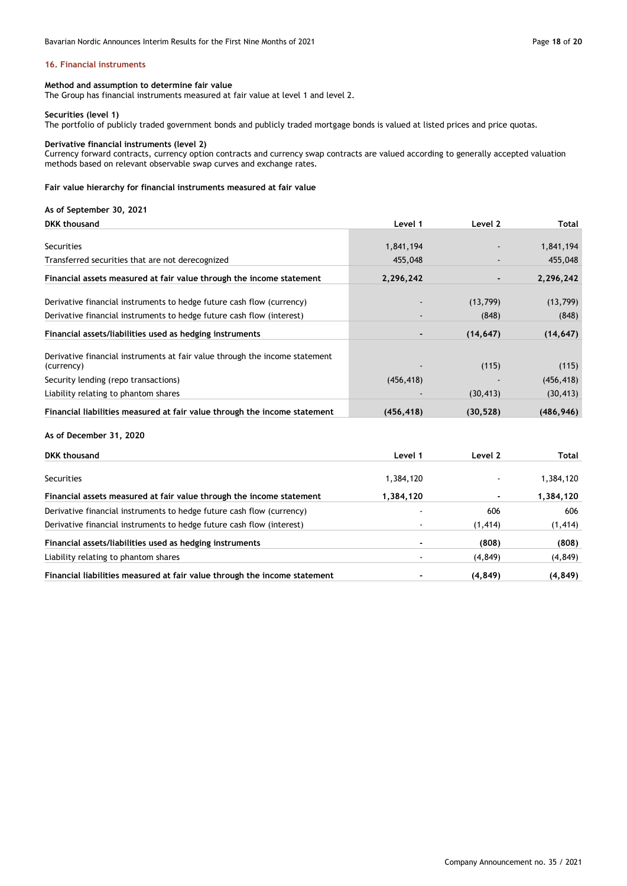### 16. Financial instruments

**Method and assumption to determine fair value**

The Group has financial instruments measured at fair value at level 1 and level 2.

**Securities (level 1)**

The portfolio of publicly traded government bonds and publicly traded mortgage bonds is valued at listed prices and price quotas.

**Derivative financial instruments (level 2)**

Currency forward contracts, currency option contracts and currency swap contracts are valued according to generally accepted valuation methods based on relevant observable swap curves and exchange rates.

**Fair value hierarchy for financial instruments measured at fair value**

**As of September 30, 2021**

| DKK thousand | Level 1 | Level 2 | Total |
|---|---|---|---|
| Securities | 1,841,194 | - | 1,841,194 |
| Transferred securities that are not derecognized | 455,048 | - | 455,048 |
| **Financial assets measured at fair value through the income statement** | **2,296,242** | **-** | **2,296,242** |
| Derivative financial instruments to hedge future cash flow (currency) | - | (13,799) | (13,799) |
| Derivative financial instruments to hedge future cash flow (interest) | - | (848) | (848) |
| **Financial assets/liabilities used as hedging instruments** | **-** | **(14,647)** | **(14,647)** |
| Derivative financial instruments at fair value through the income statement (currency) | - | (115) | (115) |
| Security lending (repo transactions) | (456,418) | - | (456,418) |
| Liability relating to phantom shares | - | (30,413) | (30,413) |
| **Financial liabilities measured at fair value through the income statement** | **(456,418)** | **(30,528)** | **(486,946)** |

**As of December 31, 2020**

| DKK thousand | Level 1 | Level 2 | Total |
|---|---|---|---|
| Securities | 1,384,120 | - | 1,384,120 |
| **Financial assets measured at fair value through the income statement** | **1,384,120** | **-** | **1,384,120** |
| Derivative financial instruments to hedge future cash flow (currency) | - | 606 | 606 |
| Derivative financial instruments to hedge future cash flow (interest) | - | (1,414) | (1,414) |
| **Financial assets/liabilities used as hedging instruments** | **-** | **(808)** | **(808)** |
| Liability relating to phantom shares | - | (4,849) | (4,849) |
| **Financial liabilities measured at fair value through the income statement** | **-** | **(4,849)** | **(4,849)** |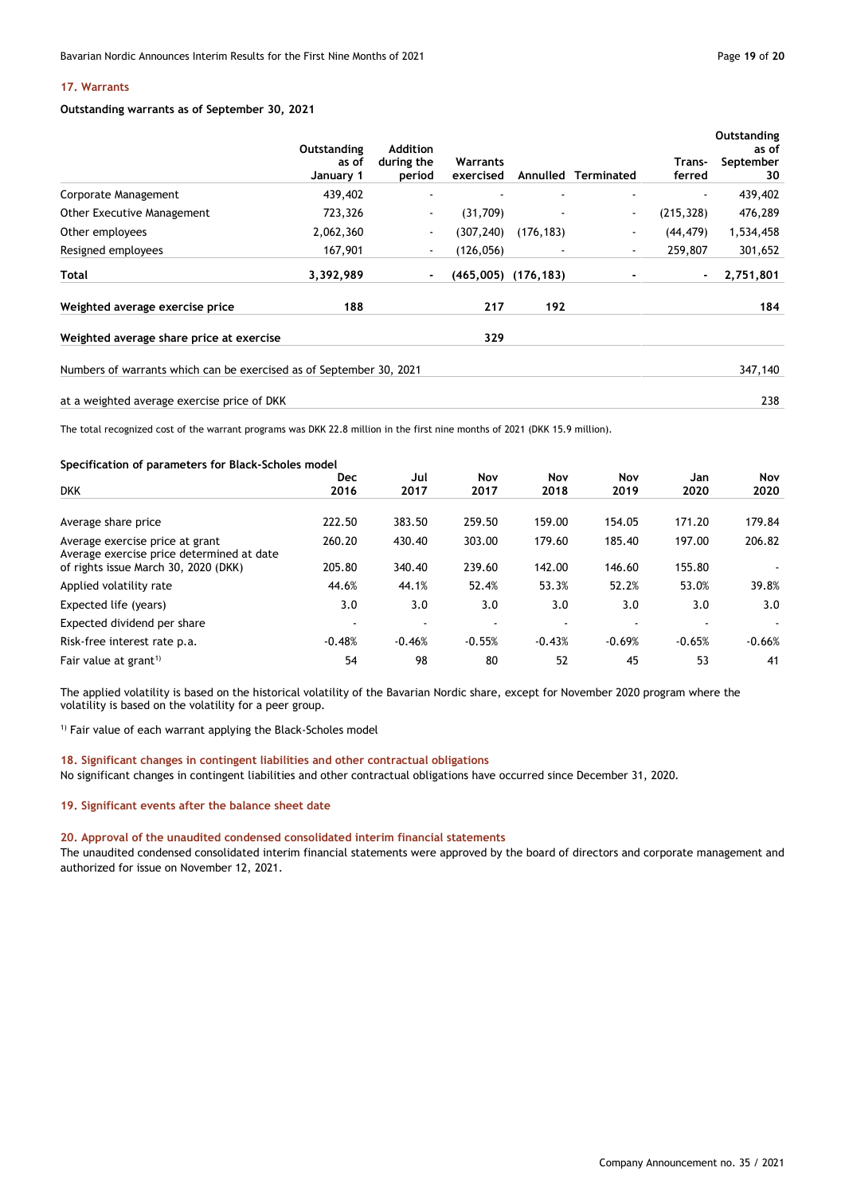### 17. Warrants

**Outstanding warrants as of September 30, 2021**

| | Outstanding as of January 1 | Addition during the period | Warrants exercised | Annulled | Terminated | Trans-ferred | Outstanding as of September 30 |
|---|---|---|---|---|---|---|---|
| Corporate Management | 439,402 | - | - | - | - | - | 439,402 |
| Other Executive Management | 723,326 | - | (31,709) | - | - | (215,328) | 476,289 |
| Other employees | 2,062,360 | - | (307,240) | (176,183) | - | (44,479) | 1,534,458 |
| Resigned employees | 167,901 | - | (126,056) | - | - | 259,807 | 301,652 |
| **Total** | **3,392,989** | **-** | **(465,005)** | **(176,183)** | **-** | **-** | **2,751,801** |
| **Weighted average exercise price** | **188** | | **217** | **192** | | | **184** |
| **Weighted average share price at exercise** | | | **329** | | | | |
| Numbers of warrants which can be exercised as of September 30, 2021 | | | | | | | 347,140 |
| at a weighted average exercise price of DKK | | | | | | | 238 |

The total recognized cost of the warrant programs was DKK 22.8 million in the first nine months of 2021 (DKK 15.9 million).

**Specification of parameters for Black-Scholes model**

| DKK | Dec 2016 | Jul 2017 | Nov 2017 | Nov 2018 | Nov 2019 | Jan 2020 | Nov 2020 |
|---|---|---|---|---|---|---|---|
| Average share price | 222.50 | 383.50 | 259.50 | 159.00 | 154.05 | 171.20 | 179.84 |
| Average exercise price at grant | 260.20 | 430.40 | 303.00 | 179.60 | 185.40 | 197.00 | 206.82 |
| Average exercise price determined at date of rights issue March 30, 2020 (DKK) | 205.80 | 340.40 | 239.60 | 142.00 | 146.60 | 155.80 | - |
| Applied volatility rate | 44.6% | 44.1% | 52.4% | 53.3% | 52.2% | 53.0% | 39.8% |
| Expected life (years) | 3.0 | 3.0 | 3.0 | 3.0 | 3.0 | 3.0 | 3.0 |
| Expected dividend per share | - | - | - | - | - | - | - |
| Risk-free interest rate p.a. | -0.48% | -0.46% | -0.55% | -0.43% | -0.69% | -0.65% | -0.66% |
| Fair value at grant[1] | 54 | 98 | 80 | 52 | 45 | 53 | 41 |

The applied volatility is based on the historical volatility of the Bavarian Nordic share, except for November 2020 program where the volatility is based on the volatility for a peer group.

[1] Fair value of each warrant applying the Black-Scholes model

### 18. Significant changes in contingent liabilities and other contractual obligations

No significant changes in contingent liabilities and other contractual obligations have occurred since December 31, 2020.

### 19. Significant events after the balance sheet date

### 20. Approval of the unaudited condensed consolidated interim financial statements

The unaudited condensed consolidated interim financial statements were approved by the board of directors and corporate management and authorized for issue on November 12, 2021.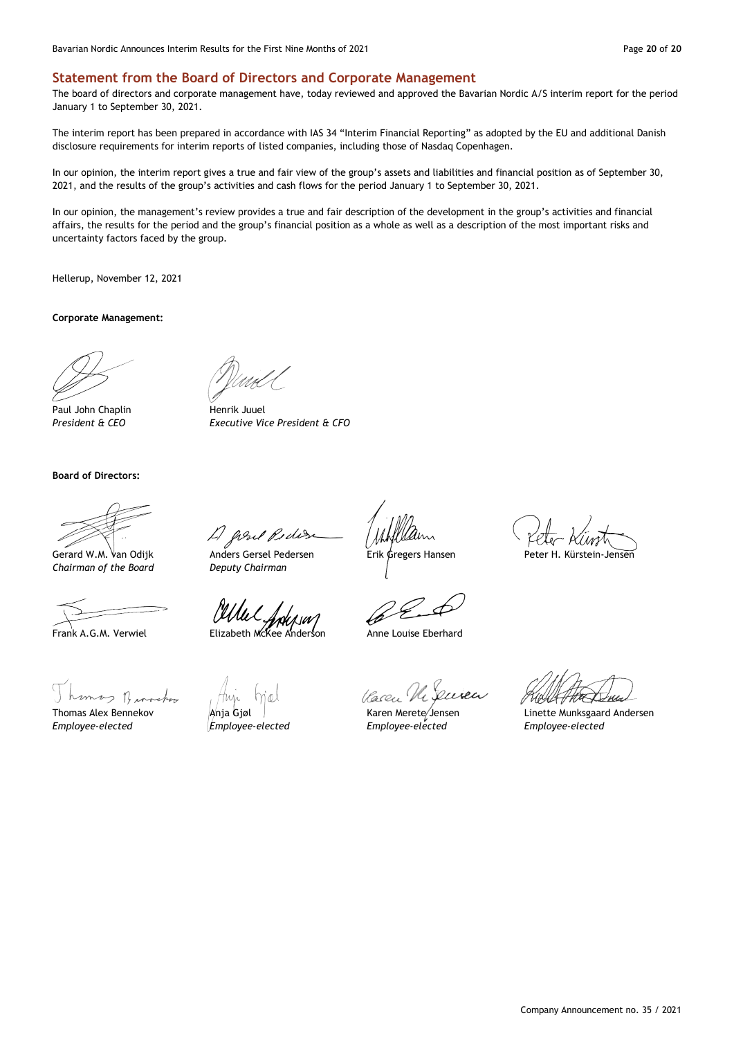## Statement from the Board of Directors and Corporate Management

The board of directors and corporate management have, today reviewed and approved the Bavarian Nordic A/S interim report for the period January 1 to September 30, 2021.

The interim report has been prepared in accordance with IAS 34 "Interim Financial Reporting" as adopted by the EU and additional Danish disclosure requirements for interim reports of listed companies, including those of Nasdaq Copenhagen.

In our opinion, the interim report gives a true and fair view of the group's assets and liabilities and financial position as of September 30, 2021, and the results of the group's activities and cash flows for the period January 1 to September 30, 2021.

In our opinion, the management's review provides a true and fair description of the development in the group's activities and financial affairs, the results for the period and the group's financial position as a whole as well as a description of the most important risks and uncertainty factors faced by the group.

Hellerup, November 12, 2021

**Corporate Management:**

Paul John Chaplin
*President & CEO*

Henrik Juuel
*Executive Vice President & CFO*

**Board of Directors:**

Gerard W.M. van Odijk
*Chairman of the Board*

Anders Gersel Pedersen
*Deputy Chairman*

Erik Gregers Hansen

Peter H. Kürstein-Jensen

Frank A.G.M. Verwiel

Elizabeth McKee Anderson

Anne Louise Eberhard

Thomas Alex Bennekov
*Employee-elected*

Anja Gjøl
*Employee-elected*

Karen Merete Jensen
*Employee-elected*

Linette Munksgaard Andersen
*Employee-elected*

Company Announcement no. 35 / 2021